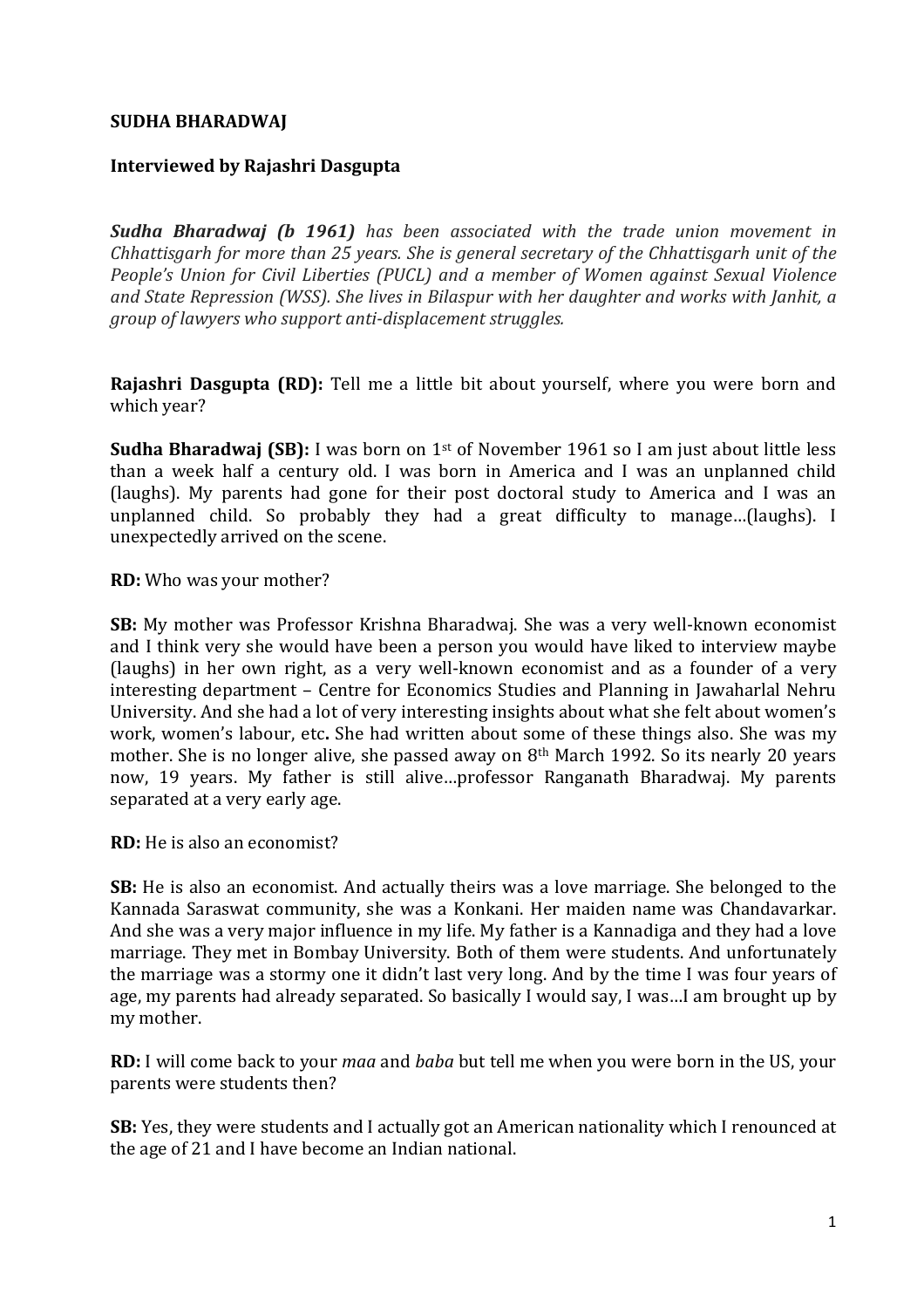**SUDHA BHARADWAJ**

**Interviewed by Rajashri Dasgupta**

***Sudha Bharadwaj (b 1961)*** *has been associated with the trade union movement in Chhattisgarh for more than 25 years. She is general secretary of the Chhattisgarh unit of the People's Union for Civil Liberties (PUCL) and a member of Women against Sexual Violence and State Repression (WSS). She lives in Bilaspur with her daughter and works with Janhit, a group of lawyers who support anti-displacement struggles.*

**Rajashri Dasgupta (RD):** Tell me a little bit about yourself, where you were born and which year?

**Sudha Bharadwaj (SB):** I was born on 1st of November 1961 so I am just about little less than a week half a century old. I was born in America and I was an unplanned child (laughs). My parents had gone for their post doctoral study to America and I was an unplanned child. So probably they had a great difficulty to manage…(laughs). I unexpectedly arrived on the scene.

**RD:** Who was your mother?

**SB:** My mother was Professor Krishna Bharadwaj. She was a very well-known economist and I think very she would have been a person you would have liked to interview maybe (laughs) in her own right, as a very well-known economist and as a founder of a very interesting department – Centre for Economics Studies and Planning in Jawaharlal Nehru University. And she had a lot of very interesting insights about what she felt about women's work, women's labour, etc**.** She had written about some of these things also. She was my mother. She is no longer alive, she passed away on 8th March 1992. So its nearly 20 years now, 19 years. My father is still alive…professor Ranganath Bharadwaj. My parents separated at a very early age.

**RD:** He is also an economist?

**SB:** He is also an economist. And actually theirs was a love marriage. She belonged to the Kannada Saraswat community, she was a Konkani. Her maiden name was Chandavarkar. And she was a very major influence in my life. My father is a Kannadiga and they had a love marriage. They met in Bombay University. Both of them were students. And unfortunately the marriage was a stormy one it didn't last very long. And by the time I was four years of age, my parents had already separated. So basically I would say, I was…I am brought up by my mother.

**RD:** I will come back to your *maa* and *baba* but tell me when you were born in the US, your parents were students then?

**SB:** Yes, they were students and I actually got an American nationality which I renounced at the age of 21 and I have become an Indian national.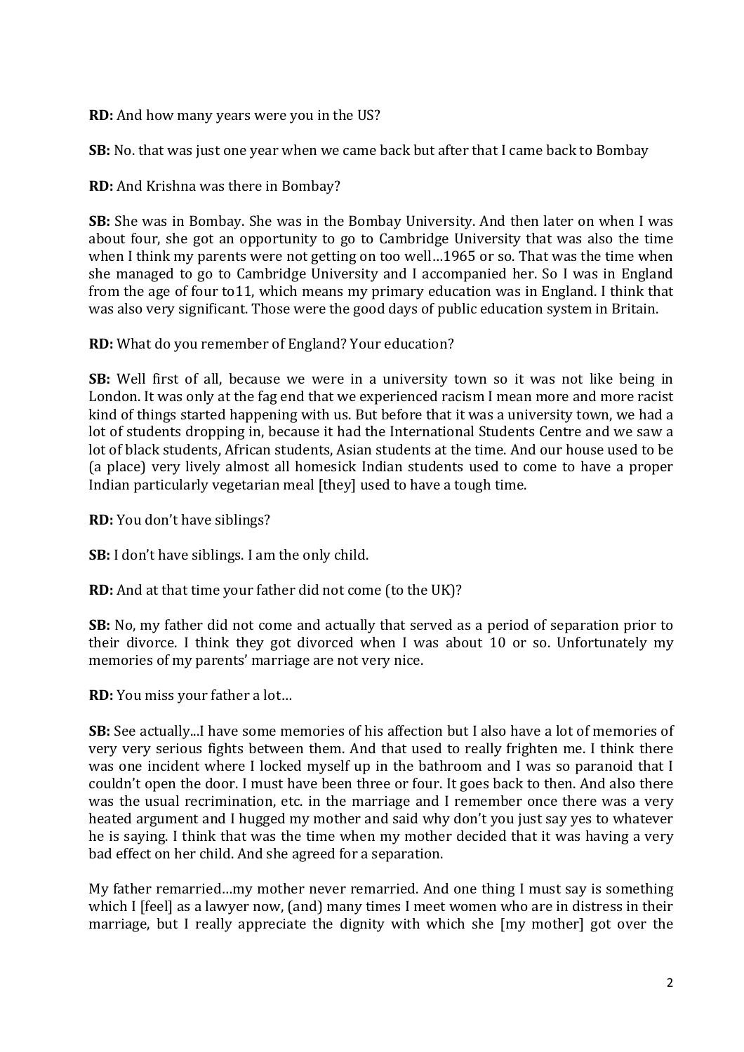**RD:** And how many years were you in the US?

**SB:** No. that was just one year when we came back but after that I came back to Bombay

**RD:** And Krishna was there in Bombay?

**SB:** She was in Bombay. She was in the Bombay University. And then later on when I was about four, she got an opportunity to go to Cambridge University that was also the time when I think my parents were not getting on too well…1965 or so. That was the time when she managed to go to Cambridge University and I accompanied her. So I was in England from the age of four to11, which means my primary education was in England. I think that was also very significant. Those were the good days of public education system in Britain.

**RD:** What do you remember of England? Your education?

**SB:** Well first of all, because we were in a university town so it was not like being in London. It was only at the fag end that we experienced racism I mean more and more racist kind of things started happening with us. But before that it was a university town, we had a lot of students dropping in, because it had the International Students Centre and we saw a lot of black students, African students, Asian students at the time. And our house used to be (a place) very lively almost all homesick Indian students used to come to have a proper Indian particularly vegetarian meal [they] used to have a tough time.

**RD:** You don't have siblings?

**SB:** I don't have siblings. I am the only child.

**RD:** And at that time your father did not come (to the UK)?

**SB:** No, my father did not come and actually that served as a period of separation prior to their divorce. I think they got divorced when I was about 10 or so. Unfortunately my memories of my parents' marriage are not very nice.

**RD:** You miss your father a lot…

**SB:** See actually...I have some memories of his affection but I also have a lot of memories of very very serious fights between them. And that used to really frighten me. I think there was one incident where I locked myself up in the bathroom and I was so paranoid that I couldn't open the door. I must have been three or four. It goes back to then. And also there was the usual recrimination, etc. in the marriage and I remember once there was a very heated argument and I hugged my mother and said why don't you just say yes to whatever he is saying. I think that was the time when my mother decided that it was having a very bad effect on her child. And she agreed for a separation.

My father remarried…my mother never remarried. And one thing I must say is something which I [feel] as a lawyer now, (and) many times I meet women who are in distress in their marriage, but I really appreciate the dignity with which she [my mother] got over the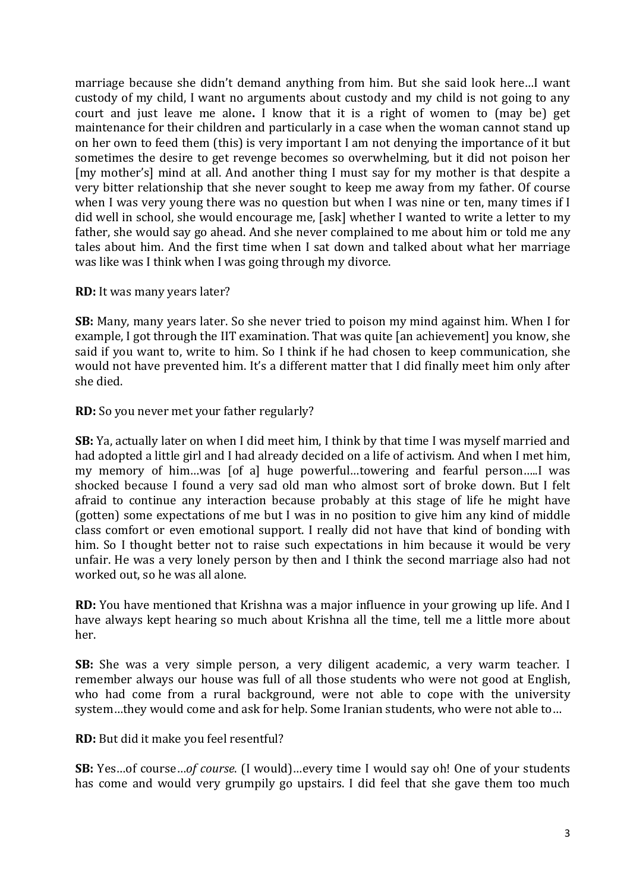marriage because she didn't demand anything from him. But she said look here…I want custody of my child, I want no arguments about custody and my child is not going to any court and just leave me alone**.** I know that it is a right of women to (may be) get maintenance for their children and particularly in a case when the woman cannot stand up on her own to feed them (this) is very important I am not denying the importance of it but sometimes the desire to get revenge becomes so overwhelming, but it did not poison her [my mother's] mind at all. And another thing I must say for my mother is that despite a very bitter relationship that she never sought to keep me away from my father. Of course when I was very young there was no question but when I was nine or ten, many times if I did well in school, she would encourage me, [ask] whether I wanted to write a letter to my father, she would say go ahead. And she never complained to me about him or told me any tales about him. And the first time when I sat down and talked about what her marriage was like was I think when I was going through my divorce.

**RD:** It was many years later?

**SB:** Many, many years later. So she never tried to poison my mind against him. When I for example, I got through the IIT examination. That was quite [an achievement] you know, she said if you want to, write to him. So I think if he had chosen to keep communication, she would not have prevented him. It's a different matter that I did finally meet him only after she died.

**RD:** So you never met your father regularly?

**SB:** Ya, actually later on when I did meet him, I think by that time I was myself married and had adopted a little girl and I had already decided on a life of activism. And when I met him, my memory of him…was [of a] huge powerful…towering and fearful person…..I was shocked because I found a very sad old man who almost sort of broke down. But I felt afraid to continue any interaction because probably at this stage of life he might have (gotten) some expectations of me but I was in no position to give him any kind of middle class comfort or even emotional support. I really did not have that kind of bonding with him. So I thought better not to raise such expectations in him because it would be very unfair. He was a very lonely person by then and I think the second marriage also had not worked out, so he was all alone.

**RD:** You have mentioned that Krishna was a major influence in your growing up life. And I have always kept hearing so much about Krishna all the time, tell me a little more about her.

**SB:** She was a very simple person, a very diligent academic, a very warm teacher. I remember always our house was full of all those students who were not good at English, who had come from a rural background, were not able to cope with the university system…they would come and ask for help. Some Iranian students, who were not able to…

**RD:** But did it make you feel resentful?

**SB:** Yes…of course…*of course*. (I would)…every time I would say oh! One of your students has come and would very grumpily go upstairs. I did feel that she gave them too much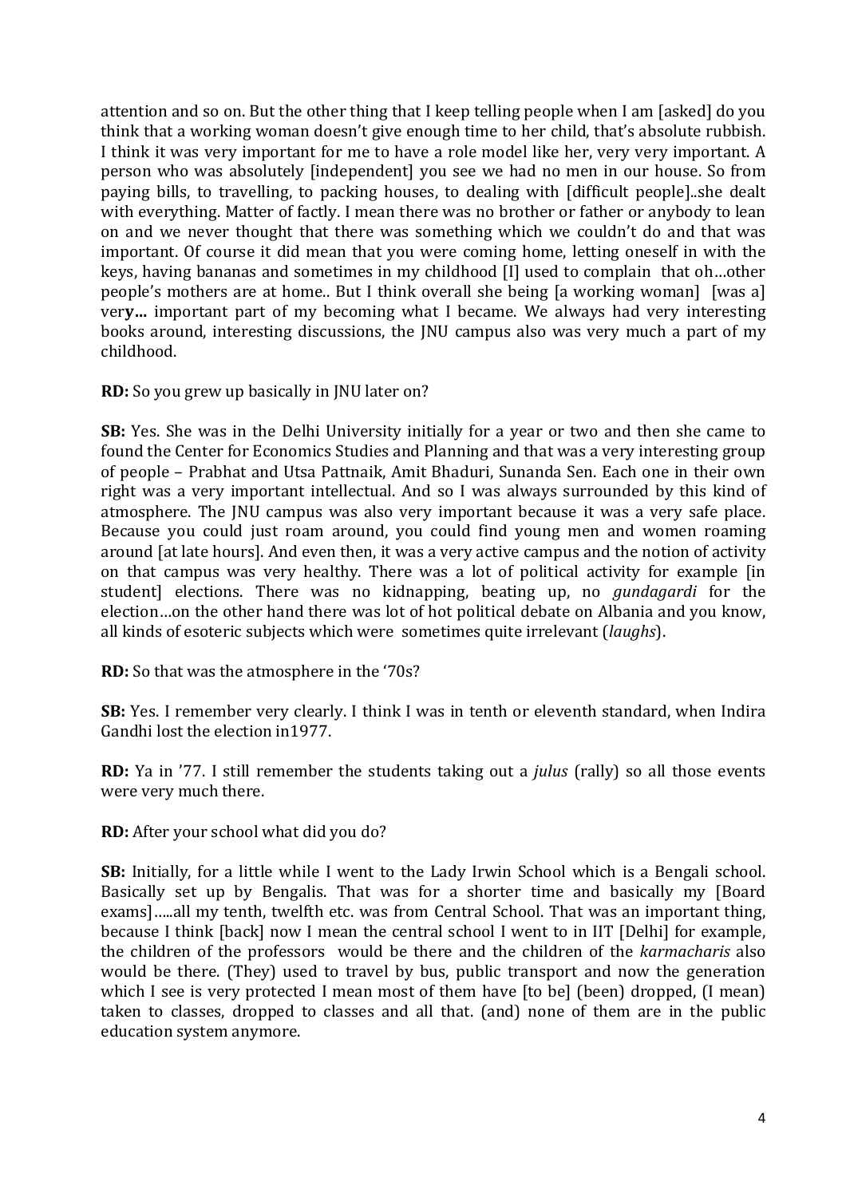attention and so on. But the other thing that I keep telling people when I am [asked] do you think that a working woman doesn't give enough time to her child, that's absolute rubbish. I think it was very important for me to have a role model like her, very very important. A person who was absolutely [independent] you see we had no men in our house. So from paying bills, to travelling, to packing houses, to dealing with [difficult people]..she dealt with everything. Matter of factly. I mean there was no brother or father or anybody to lean on and we never thought that there was something which we couldn't do and that was important. Of course it did mean that you were coming home, letting oneself in with the keys, having bananas and sometimes in my childhood [I] used to complain that oh…other people's mothers are at home.. But I think overall she being [a working woman] [was a] ver**y…** important part of my becoming what I became. We always had very interesting books around, interesting discussions, the JNU campus also was very much a part of my childhood.

**RD:** So you grew up basically in JNU later on?

**SB:** Yes. She was in the Delhi University initially for a year or two and then she came to found the Center for Economics Studies and Planning and that was a very interesting group of people – Prabhat and Utsa Pattnaik, Amit Bhaduri, Sunanda Sen. Each one in their own right was a very important intellectual. And so I was always surrounded by this kind of atmosphere. The JNU campus was also very important because it was a very safe place. Because you could just roam around, you could find young men and women roaming around [at late hours]. And even then, it was a very active campus and the notion of activity on that campus was very healthy. There was a lot of political activity for example [in student] elections. There was no kidnapping, beating up, no *gundagardi* for the election…on the other hand there was lot of hot political debate on Albania and you know, all kinds of esoteric subjects which were sometimes quite irrelevant (*laughs*).

**RD:** So that was the atmosphere in the '70s?

**SB:** Yes. I remember very clearly. I think I was in tenth or eleventh standard, when Indira Gandhi lost the election in1977.

**RD:** Ya in '77. I still remember the students taking out a *julus* (rally) so all those events were very much there.

**RD:** After your school what did you do?

**SB:** Initially, for a little while I went to the Lady Irwin School which is a Bengali school. Basically set up by Bengalis. That was for a shorter time and basically my [Board exams]…..all my tenth, twelfth etc. was from Central School. That was an important thing, because I think [back] now I mean the central school I went to in IIT [Delhi] for example, the children of the professors would be there and the children of the *karmacharis* also would be there. (They) used to travel by bus, public transport and now the generation which I see is very protected I mean most of them have [to be] (been) dropped, (I mean) taken to classes, dropped to classes and all that. (and) none of them are in the public education system anymore.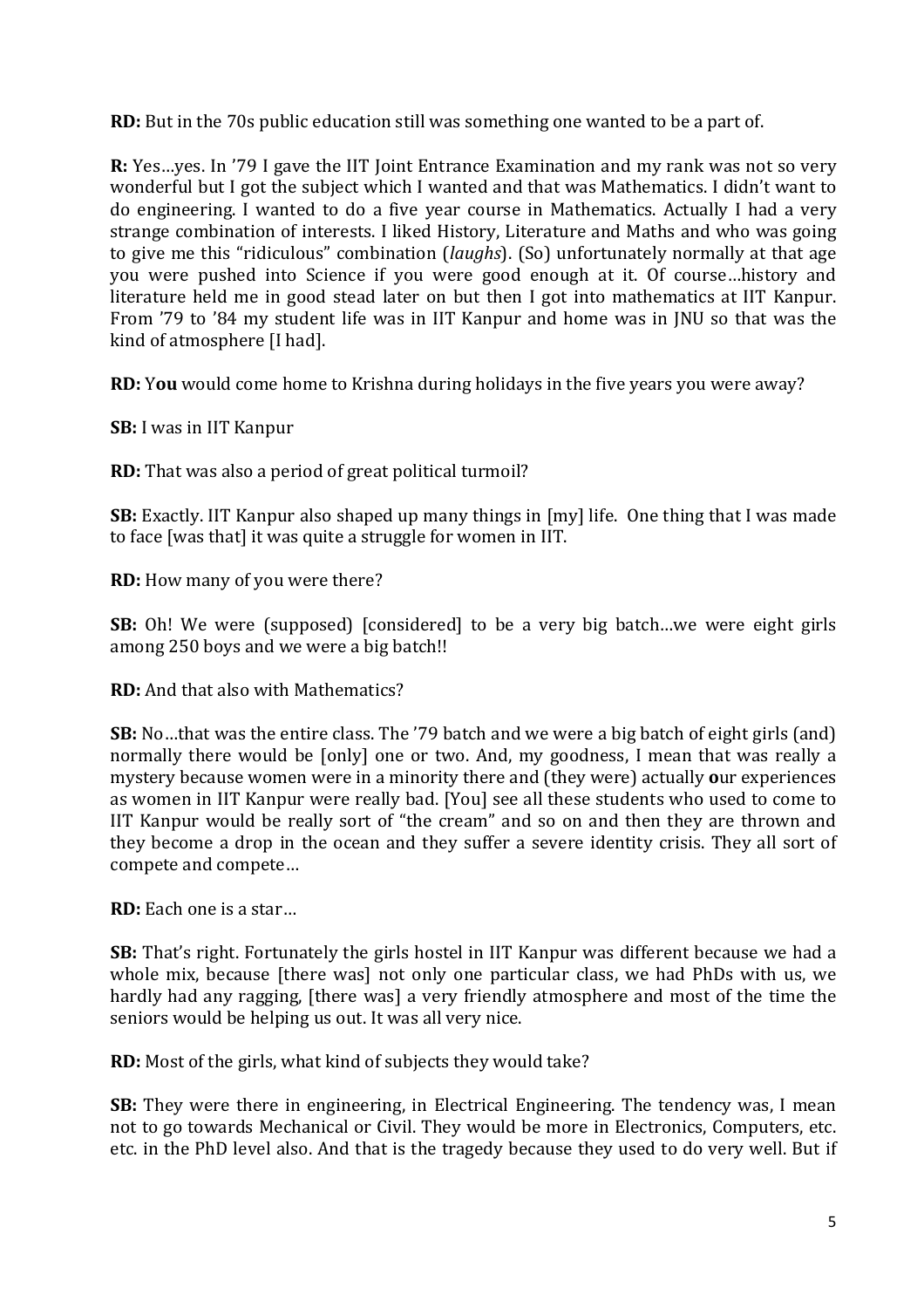**RD:** But in the 70s public education still was something one wanted to be a part of.

**R:** Yes…yes. In '79 I gave the IIT Joint Entrance Examination and my rank was not so very wonderful but I got the subject which I wanted and that was Mathematics. I didn't want to do engineering. I wanted to do a five year course in Mathematics. Actually I had a very strange combination of interests. I liked History, Literature and Maths and who was going to give me this "ridiculous" combination (*laughs*). (So) unfortunately normally at that age you were pushed into Science if you were good enough at it. Of course…history and literature held me in good stead later on but then I got into mathematics at IIT Kanpur. From '79 to '84 my student life was in IIT Kanpur and home was in JNU so that was the kind of atmosphere [I had].

**RD:** Y**ou** would come home to Krishna during holidays in the five years you were away?

**SB:** I was in IIT Kanpur

**RD:** That was also a period of great political turmoil?

**SB:** Exactly. IIT Kanpur also shaped up many things in [my] life. One thing that I was made to face [was that] it was quite a struggle for women in IIT.

**RD:** How many of you were there?

**SB:** Oh! We were (supposed) [considered] to be a very big batch…we were eight girls among 250 boys and we were a big batch!!

**RD:** And that also with Mathematics?

**SB:** No…that was the entire class. The '79 batch and we were a big batch of eight girls (and) normally there would be [only] one or two. And, my goodness, I mean that was really a mystery because women were in a minority there and (they were) actually **o**ur experiences as women in IIT Kanpur were really bad. [You] see all these students who used to come to IIT Kanpur would be really sort of "the cream" and so on and then they are thrown and they become a drop in the ocean and they suffer a severe identity crisis. They all sort of compete and compete…

**RD:** Each one is a star…

**SB:** That's right. Fortunately the girls hostel in IIT Kanpur was different because we had a whole mix, because [there was] not only one particular class, we had PhDs with us, we hardly had any ragging, [there was] a very friendly atmosphere and most of the time the seniors would be helping us out. It was all very nice.

**RD:** Most of the girls, what kind of subjects they would take?

**SB:** They were there in engineering, in Electrical Engineering. The tendency was, I mean not to go towards Mechanical or Civil. They would be more in Electronics, Computers, etc. etc. in the PhD level also. And that is the tragedy because they used to do very well. But if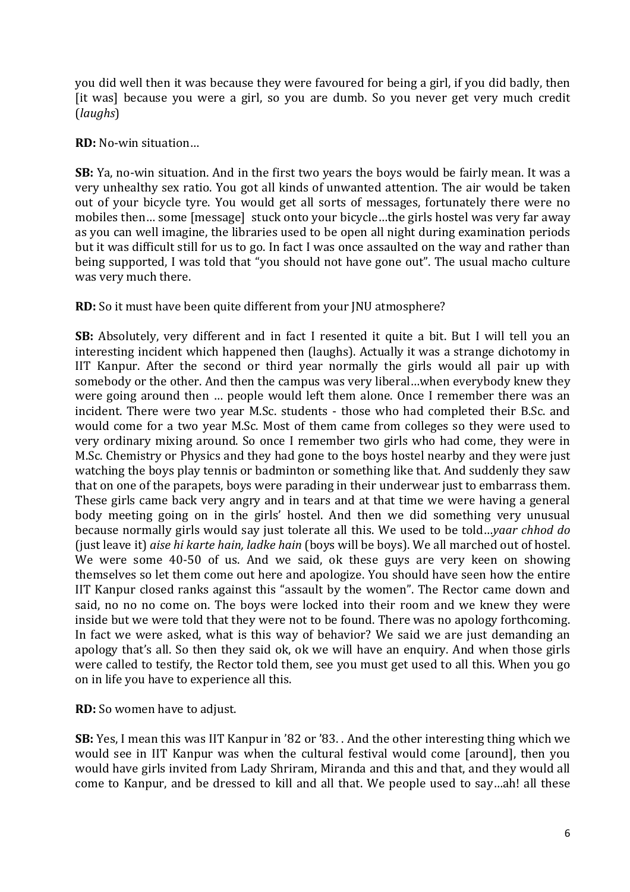you did well then it was because they were favoured for being a girl, if you did badly, then [it was] because you were a girl, so you are dumb. So you never get very much credit (*laughs*)

**RD:** No-win situation…

**SB:** Ya, no-win situation. And in the first two years the boys would be fairly mean. It was a very unhealthy sex ratio. You got all kinds of unwanted attention. The air would be taken out of your bicycle tyre. You would get all sorts of messages, fortunately there were no mobiles then… some [message] stuck onto your bicycle…the girls hostel was very far away as you can well imagine, the libraries used to be open all night during examination periods but it was difficult still for us to go. In fact I was once assaulted on the way and rather than being supported, I was told that "you should not have gone out". The usual macho culture was very much there.

**RD:** So it must have been quite different from your JNU atmosphere?

**SB:** Absolutely, very different and in fact I resented it quite a bit. But I will tell you an interesting incident which happened then (laughs). Actually it was a strange dichotomy in IIT Kanpur. After the second or third year normally the girls would all pair up with somebody or the other. And then the campus was very liberal…when everybody knew they were going around then … people would left them alone. Once I remember there was an incident. There were two year M.Sc. students - those who had completed their B.Sc. and would come for a two year M.Sc. Most of them came from colleges so they were used to very ordinary mixing around. So once I remember two girls who had come, they were in M.Sc. Chemistry or Physics and they had gone to the boys hostel nearby and they were just watching the boys play tennis or badminton or something like that. And suddenly they saw that on one of the parapets, boys were parading in their underwear just to embarrass them. These girls came back very angry and in tears and at that time we were having a general body meeting going on in the girls' hostel. And then we did something very unusual because normally girls would say just tolerate all this. We used to be told…*yaar chhod do* (just leave it) *aise hi karte hain, ladke hain* (boys will be boys). We all marched out of hostel. We were some 40-50 of us. And we said, ok these guys are very keen on showing themselves so let them come out here and apologize. You should have seen how the entire IIT Kanpur closed ranks against this "assault by the women". The Rector came down and said, no no no come on. The boys were locked into their room and we knew they were inside but we were told that they were not to be found. There was no apology forthcoming. In fact we were asked, what is this way of behavior? We said we are just demanding an apology that's all. So then they said ok, ok we will have an enquiry. And when those girls were called to testify, the Rector told them, see you must get used to all this. When you go on in life you have to experience all this.

**RD:** So women have to adjust.

**SB:** Yes, I mean this was IIT Kanpur in '82 or '83. . And the other interesting thing which we would see in IIT Kanpur was when the cultural festival would come [around], then you would have girls invited from Lady Shriram, Miranda and this and that, and they would all come to Kanpur, and be dressed to kill and all that. We people used to say…ah! all these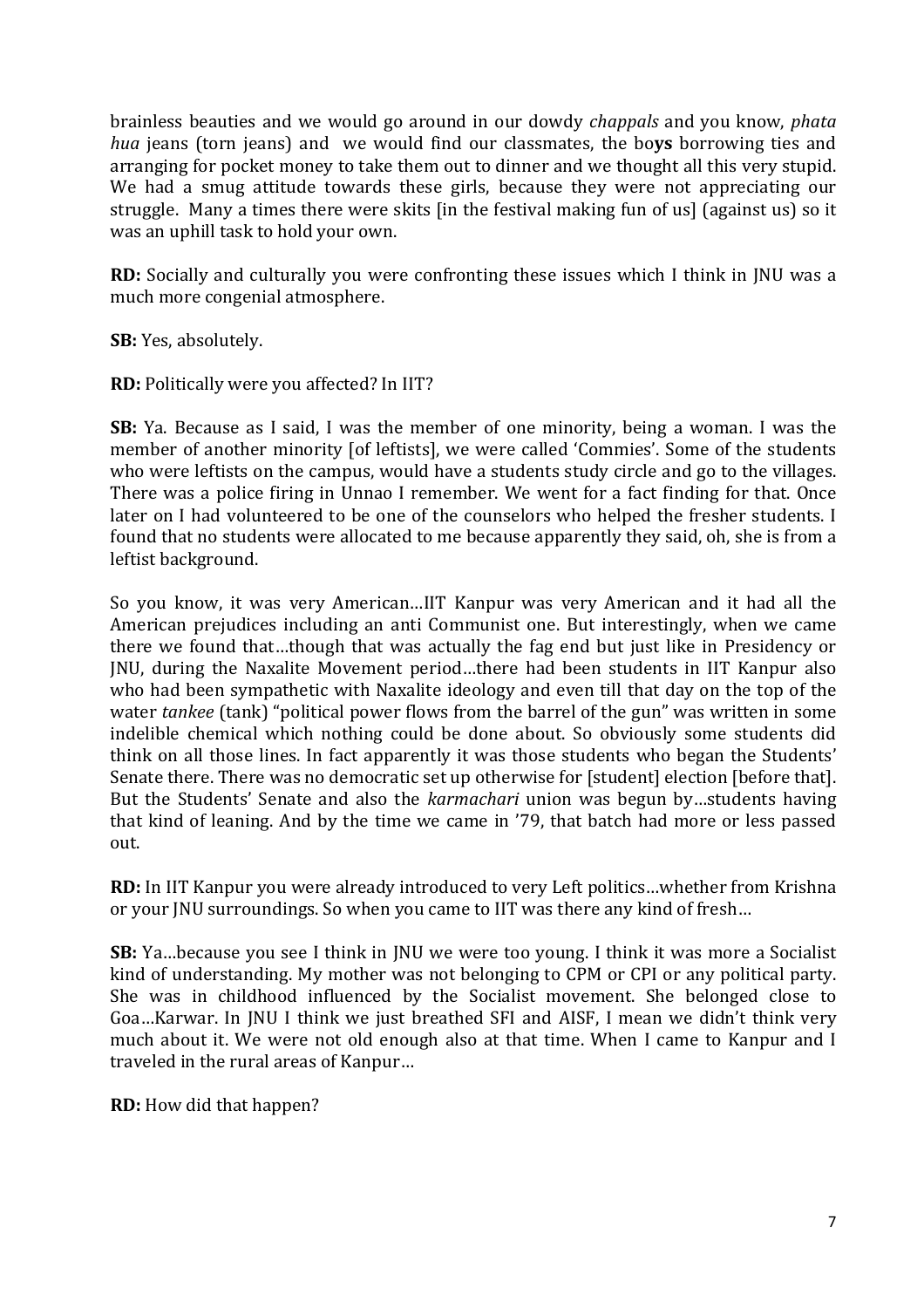brainless beauties and we would go around in our dowdy *chappals* and you know, *phata hua* jeans (torn jeans) and we would find our classmates, the bo**ys** borrowing ties and arranging for pocket money to take them out to dinner and we thought all this very stupid. We had a smug attitude towards these girls, because they were not appreciating our struggle. Many a times there were skits [in the festival making fun of us] (against us) so it was an uphill task to hold your own.

**RD:** Socially and culturally you were confronting these issues which I think in JNU was a much more congenial atmosphere.

**SB:** Yes, absolutely.

**RD:** Politically were you affected? In IIT?

**SB:** Ya. Because as I said, I was the member of one minority, being a woman. I was the member of another minority [of leftists], we were called 'Commies'. Some of the students who were leftists on the campus, would have a students study circle and go to the villages. There was a police firing in Unnao I remember. We went for a fact finding for that. Once later on I had volunteered to be one of the counselors who helped the fresher students. I found that no students were allocated to me because apparently they said, oh, she is from a leftist background.

So you know, it was very American…IIT Kanpur was very American and it had all the American prejudices including an anti Communist one. But interestingly, when we came there we found that…though that was actually the fag end but just like in Presidency or JNU, during the Naxalite Movement period…there had been students in IIT Kanpur also who had been sympathetic with Naxalite ideology and even till that day on the top of the water *tankee* (tank) "political power flows from the barrel of the gun" was written in some indelible chemical which nothing could be done about. So obviously some students did think on all those lines. In fact apparently it was those students who began the Students' Senate there. There was no democratic set up otherwise for [student] election [before that]. But the Students' Senate and also the *karmachari* union was begun by…students having that kind of leaning. And by the time we came in '79, that batch had more or less passed out.

**RD:** In IIT Kanpur you were already introduced to very Left politics…whether from Krishna or your JNU surroundings. So when you came to IIT was there any kind of fresh…

**SB:** Ya…because you see I think in JNU we were too young. I think it was more a Socialist kind of understanding. My mother was not belonging to CPM or CPI or any political party. She was in childhood influenced by the Socialist movement. She belonged close to Goa…Karwar. In JNU I think we just breathed SFI and AISF, I mean we didn't think very much about it. We were not old enough also at that time. When I came to Kanpur and I traveled in the rural areas of Kanpur…

**RD:** How did that happen?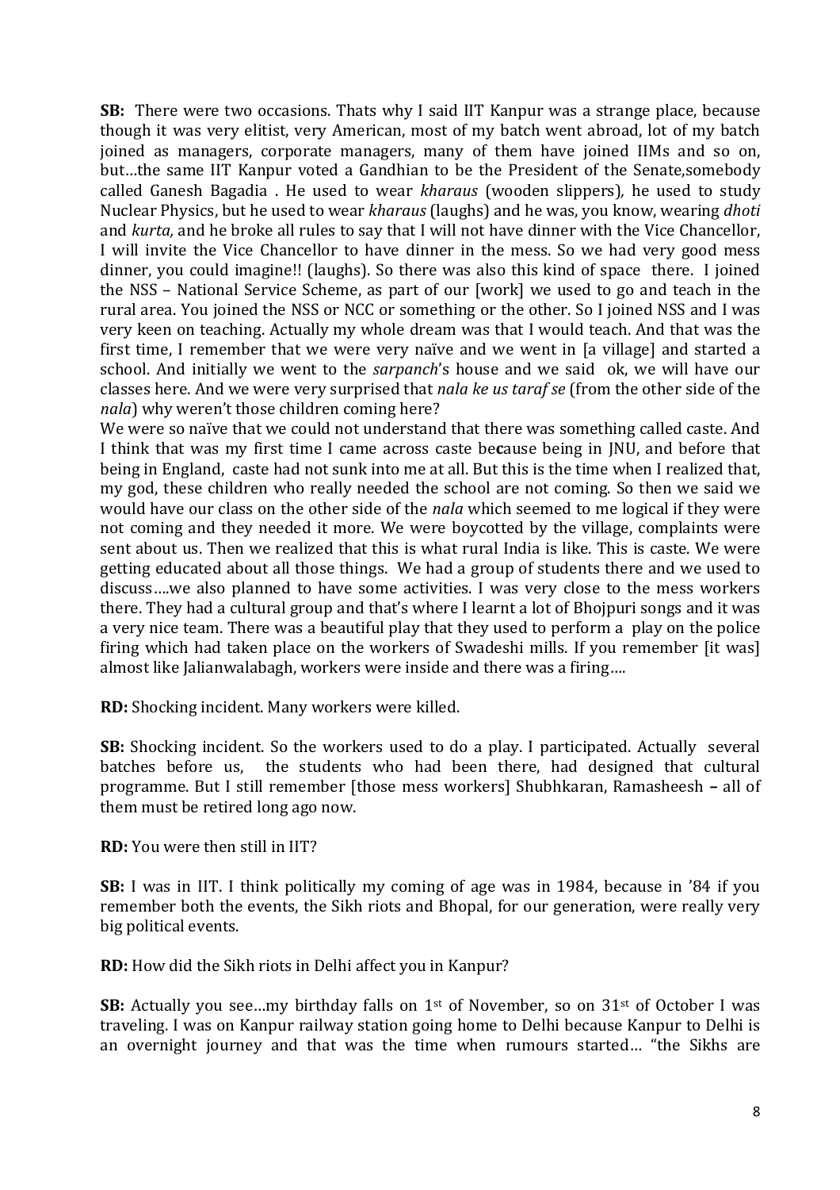**SB:** There were two occasions. Thats why I said IIT Kanpur was a strange place, because though it was very elitist, very American, most of my batch went abroad, lot of my batch joined as managers, corporate managers, many of them have joined IIMs and so on, but…the same IIT Kanpur voted a Gandhian to be the President of the Senate,somebody called Ganesh Bagadia . He used to wear *kharaus* (wooden slippers), he used to study Nuclear Physics, but he used to wear *kharaus* (laughs) and he was, you know, wearing *dhoti* and *kurta,* and he broke all rules to say that I will not have dinner with the Vice Chancellor, I will invite the Vice Chancellor to have dinner in the mess. So we had very good mess dinner, you could imagine!! (laughs). So there was also this kind of space there. I joined the NSS – National Service Scheme, as part of our [work] we used to go and teach in the rural area. You joined the NSS or NCC or something or the other. So I joined NSS and I was very keen on teaching. Actually my whole dream was that I would teach. And that was the first time, I remember that we were very naïve and we went in [a village] and started a school. And initially we went to the *sarpanch*'s house and we said ok, we will have our classes here. And we were very surprised that *nala ke us taraf se* (from the other side of the *nala*) why weren't those children coming here?

We were so naïve that we could not understand that there was something called caste. And I think that was my first time I came across caste be**c**ause being in JNU, and before that being in England, caste had not sunk into me at all. But this is the time when I realized that, my god, these children who really needed the school are not coming. So then we said we would have our class on the other side of the *nala* which seemed to me logical if they were not coming and they needed it more. We were boycotted by the village, complaints were sent about us. Then we realized that this is what rural India is like. This is caste. We were getting educated about all those things. We had a group of students there and we used to discuss….we also planned to have some activities. I was very close to the mess workers there. They had a cultural group and that's where I learnt a lot of Bhojpuri songs and it was a very nice team. There was a beautiful play that they used to perform a play on the police firing which had taken place on the workers of Swadeshi mills. If you remember [it was] almost like Jalianwalabagh, workers were inside and there was a firing….

**RD:** Shocking incident. Many workers were killed.

**SB:** Shocking incident. So the workers used to do a play. I participated. Actually several batches before us, the students who had been there, had designed that cultural programme. But I still remember [those mess workers] Shubhkaran, Ramasheesh – all of them must be retired long ago now.

**RD:** You were then still in IIT?

**SB:** I was in IIT. I think politically my coming of age was in 1984, because in '84 if you remember both the events, the Sikh riots and Bhopal, for our generation, were really very big political events.

**RD:** How did the Sikh riots in Delhi affect you in Kanpur?

**SB:** Actually you see…my birthday falls on 1st of November, so on 31st of October I was traveling. I was on Kanpur railway station going home to Delhi because Kanpur to Delhi is an overnight journey and that was the time when rumours started… "the Sikhs are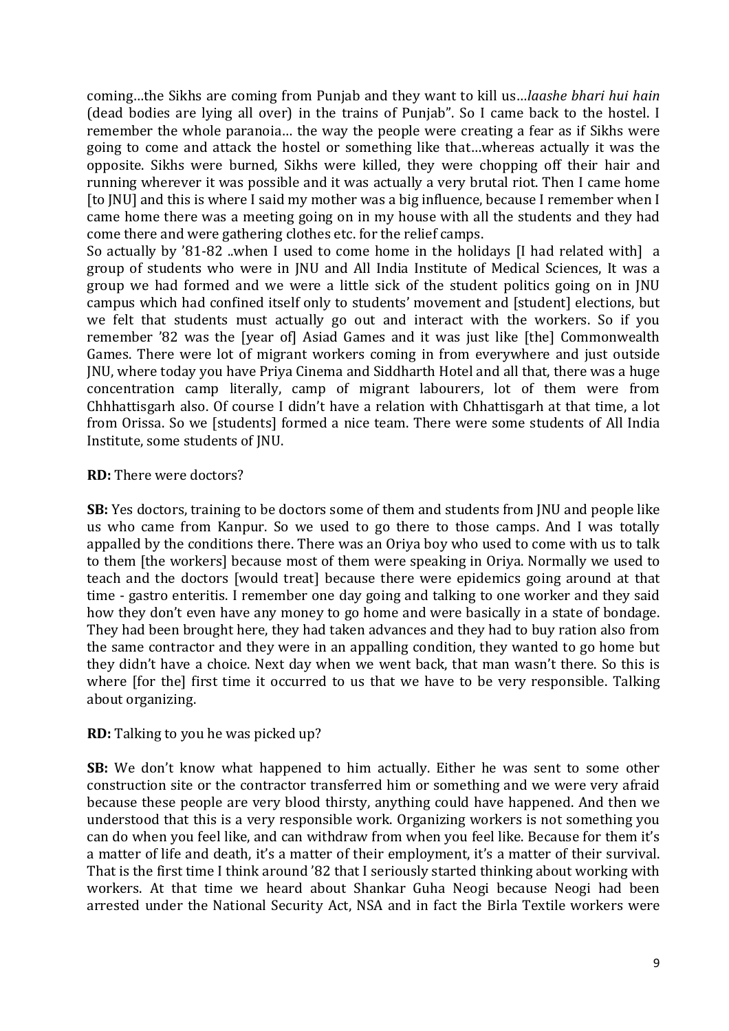coming…the Sikhs are coming from Punjab and they want to kill us…*laashe bhari hui hain* (dead bodies are lying all over) in the trains of Punjab". So I came back to the hostel. I remember the whole paranoia… the way the people were creating a fear as if Sikhs were going to come and attack the hostel or something like that…whereas actually it was the opposite. Sikhs were burned, Sikhs were killed, they were chopping off their hair and running wherever it was possible and it was actually a very brutal riot. Then I came home [to JNU] and this is where I said my mother was a big influence, because I remember when I came home there was a meeting going on in my house with all the students and they had come there and were gathering clothes etc. for the relief camps.

So actually by '81-82 ..when I used to come home in the holidays [I had related with] a group of students who were in JNU and All India Institute of Medical Sciences, It was a group we had formed and we were a little sick of the student politics going on in JNU campus which had confined itself only to students' movement and [student] elections, but we felt that students must actually go out and interact with the workers. So if you remember '82 was the [year of] Asiad Games and it was just like [the] Commonwealth Games. There were lot of migrant workers coming in from everywhere and just outside JNU, where today you have Priya Cinema and Siddharth Hotel and all that, there was a huge concentration camp literally, camp of migrant labourers, lot of them were from Chhhattisgarh also. Of course I didn't have a relation with Chhattisgarh at that time, a lot from Orissa. So we [students] formed a nice team. There were some students of All India Institute, some students of JNU.

**RD:** There were doctors?

**SB:** Yes doctors, training to be doctors some of them and students from JNU and people like us who came from Kanpur. So we used to go there to those camps. And I was totally appalled by the conditions there. There was an Oriya boy who used to come with us to talk to them [the workers] because most of them were speaking in Oriya. Normally we used to teach and the doctors [would treat] because there were epidemics going around at that time - gastro enteritis. I remember one day going and talking to one worker and they said how they don't even have any money to go home and were basically in a state of bondage. They had been brought here, they had taken advances and they had to buy ration also from the same contractor and they were in an appalling condition, they wanted to go home but they didn't have a choice. Next day when we went back, that man wasn't there. So this is where [for the] first time it occurred to us that we have to be very responsible. Talking about organizing.

**RD:** Talking to you he was picked up?

**SB:** We don't know what happened to him actually. Either he was sent to some other construction site or the contractor transferred him or something and we were very afraid because these people are very blood thirsty, anything could have happened. And then we understood that this is a very responsible work. Organizing workers is not something you can do when you feel like, and can withdraw from when you feel like. Because for them it's a matter of life and death, it's a matter of their employment, it's a matter of their survival. That is the first time I think around '82 that I seriously started thinking about working with workers. At that time we heard about Shankar Guha Neogi because Neogi had been arrested under the National Security Act, NSA and in fact the Birla Textile workers were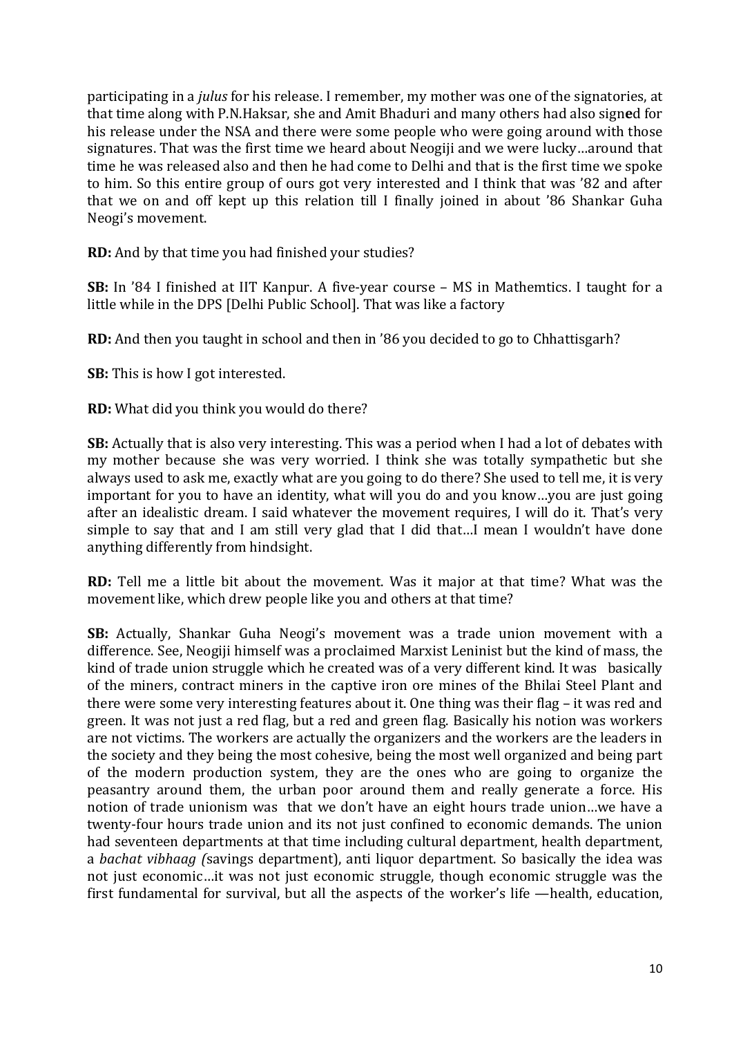participating in a *julus* for his release. I remember, my mother was one of the signatories, at that time along with P.N.Haksar, she and Amit Bhaduri and many others had also signed for his release under the NSA and there were some people who were going around with those signatures. That was the first time we heard about Neogiji and we were lucky…around that time he was released also and then he had come to Delhi and that is the first time we spoke to him. So this entire group of ours got very interested and I think that was '82 and after that we on and off kept up this relation till I finally joined in about '86 Shankar Guha Neogi's movement.

**RD:** And by that time you had finished your studies?

**SB:** In '84 I finished at IIT Kanpur. A five-year course – MS in Mathemtics. I taught for a little while in the DPS [Delhi Public School]. That was like a factory

**RD:** And then you taught in school and then in '86 you decided to go to Chhattisgarh?

**SB:** This is how I got interested.

**RD:** What did you think you would do there?

**SB:** Actually that is also very interesting. This was a period when I had a lot of debates with my mother because she was very worried. I think she was totally sympathetic but she always used to ask me, exactly what are you going to do there? She used to tell me, it is very important for you to have an identity, what will you do and you know…you are just going after an idealistic dream. I said whatever the movement requires, I will do it. That's very simple to say that and I am still very glad that I did that…I mean I wouldn't have done anything differently from hindsight.

**RD:** Tell me a little bit about the movement. Was it major at that time? What was the movement like, which drew people like you and others at that time?

**SB:** Actually, Shankar Guha Neogi's movement was a trade union movement with a difference. See, Neogiji himself was a proclaimed Marxist Leninist but the kind of mass, the kind of trade union struggle which he created was of a very different kind. It was basically of the miners, contract miners in the captive iron ore mines of the Bhilai Steel Plant and there were some very interesting features about it. One thing was their flag – it was red and green. It was not just a red flag, but a red and green flag. Basically his notion was workers are not victims. The workers are actually the organizers and the workers are the leaders in the society and they being the most cohesive, being the most well organized and being part of the modern production system, they are the ones who are going to organize the peasantry around them, the urban poor around them and really generate a force. His notion of trade unionism was that we don't have an eight hours trade union…we have a twenty-four hours trade union and its not just confined to economic demands. The union had seventeen departments at that time including cultural department, health department, a *bachat vibhaag (*savings department), anti liquor department. So basically the idea was not just economic…it was not just economic struggle, though economic struggle was the first fundamental for survival, but all the aspects of the worker's life —health, education,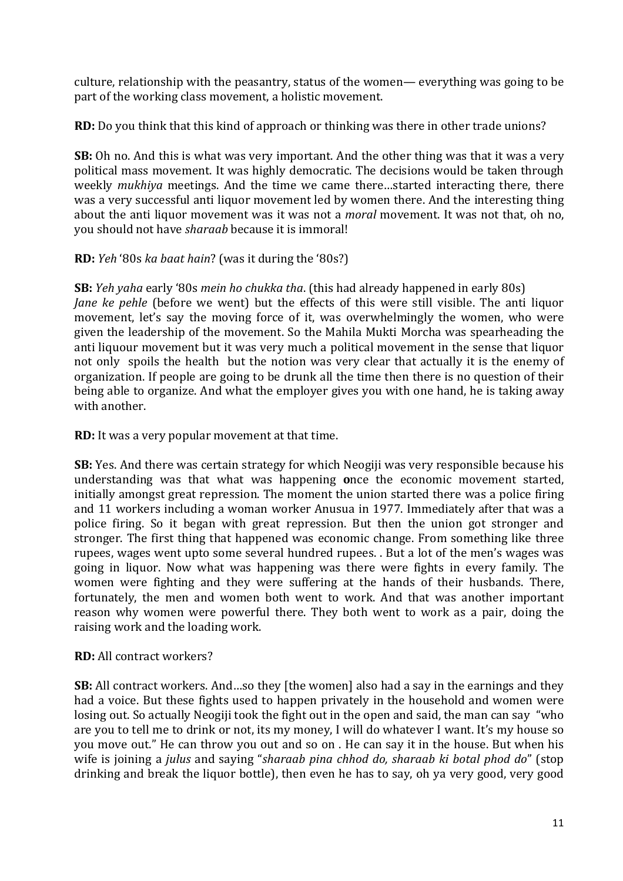culture, relationship with the peasantry, status of the women— everything was going to be part of the working class movement, a holistic movement.

**RD:** Do you think that this kind of approach or thinking was there in other trade unions?

**SB:** Oh no. And this is what was very important. And the other thing was that it was a very political mass movement. It was highly democratic. The decisions would be taken through weekly *mukhiya* meetings. And the time we came there…started interacting there, there was a very successful anti liquor movement led by women there. And the interesting thing about the anti liquor movement was it was not a *moral* movement. It was not that, oh no, you should not have *sharaab* because it is immoral!

**RD:** *Yeh* '80s *ka baat hain*? (was it during the '80s?)

**SB:** *Yeh yaha* early '80s *mein ho chukka tha*. (this had already happened in early 80s) *Jane ke pehle* (before we went) but the effects of this were still visible. The anti liquor movement, let's say the moving force of it, was overwhelmingly the women, who were given the leadership of the movement. So the Mahila Mukti Morcha was spearheading the anti liquour movement but it was very much a political movement in the sense that liquor not only spoils the health but the notion was very clear that actually it is the enemy of organization. If people are going to be drunk all the time then there is no question of their being able to organize. And what the employer gives you with one hand, he is taking away with another.

**RD:** It was a very popular movement at that time.

**SB:** Yes. And there was certain strategy for which Neogiji was very responsible because his understanding was that what was happening **o**nce the economic movement started, initially amongst great repression. The moment the union started there was a police firing and 11 workers including a woman worker Anusua in 1977. Immediately after that was a police firing. So it began with great repression. But then the union got stronger and stronger. The first thing that happened was economic change. From something like three rupees, wages went upto some several hundred rupees. . But a lot of the men's wages was going in liquor. Now what was happening was there were fights in every family. The women were fighting and they were suffering at the hands of their husbands. There, fortunately, the men and women both went to work. And that was another important reason why women were powerful there. They both went to work as a pair, doing the raising work and the loading work.

**RD:** All contract workers?

**SB:** All contract workers. And…so they [the women] also had a say in the earnings and they had a voice. But these fights used to happen privately in the household and women were losing out. So actually Neogiji took the fight out in the open and said, the man can say "who are you to tell me to drink or not, its my money, I will do whatever I want. It's my house so you move out." He can throw you out and so on . He can say it in the house. But when his wife is joining a *julus* and saying "*sharaab pina chhod do, sharaab ki botal phod do*" (stop drinking and break the liquor bottle), then even he has to say, oh ya very good, very good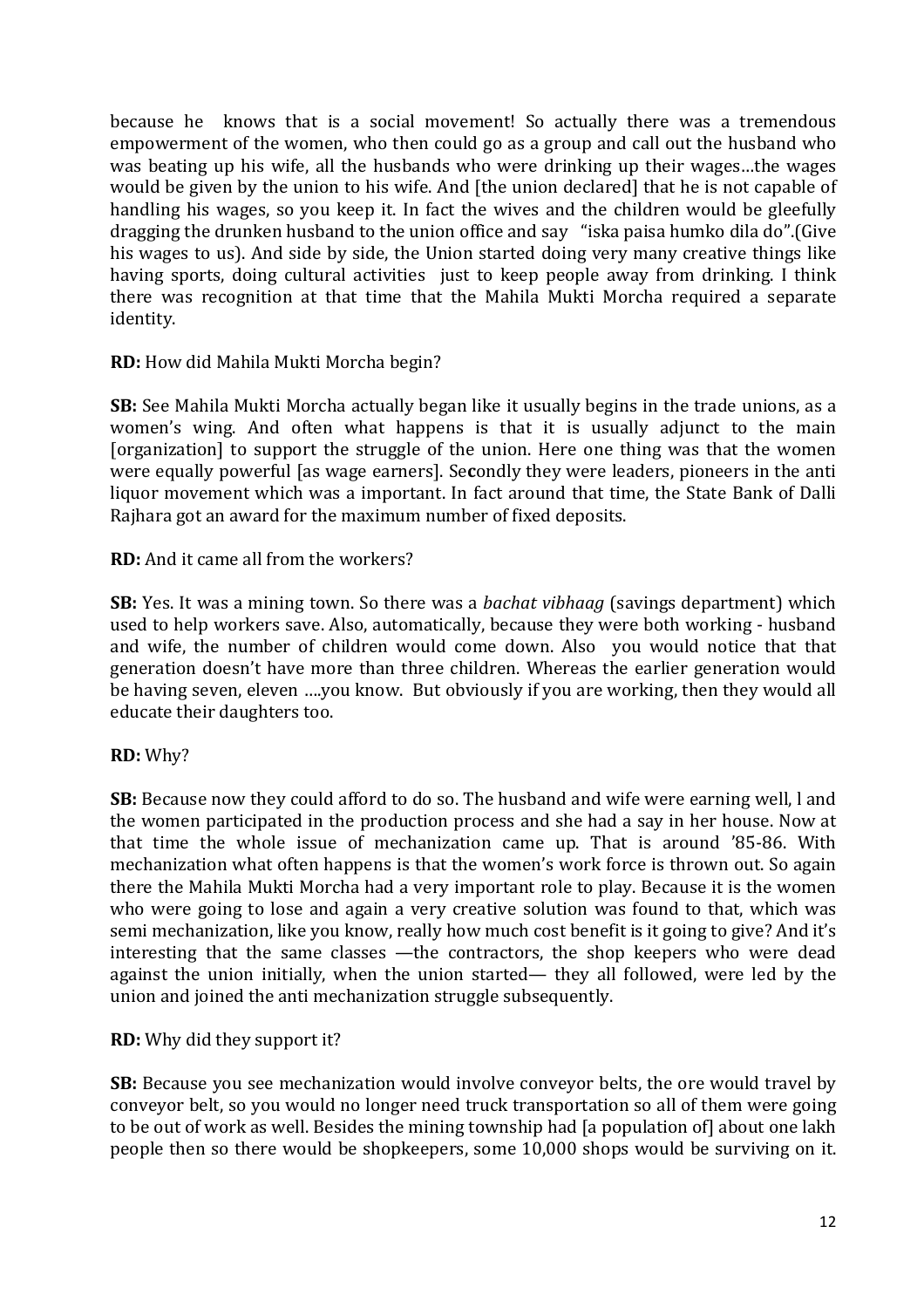because he knows that is a social movement! So actually there was a tremendous empowerment of the women, who then could go as a group and call out the husband who was beating up his wife, all the husbands who were drinking up their wages…the wages would be given by the union to his wife. And [the union declared] that he is not capable of handling his wages, so you keep it. In fact the wives and the children would be gleefully dragging the drunken husband to the union office and say "iska paisa humko dila do".(Give his wages to us). And side by side, the Union started doing very many creative things like having sports, doing cultural activities just to keep people away from drinking. I think there was recognition at that time that the Mahila Mukti Morcha required a separate identity.

**RD:** How did Mahila Mukti Morcha begin?

**SB:** See Mahila Mukti Morcha actually began like it usually begins in the trade unions, as a women's wing. And often what happens is that it is usually adjunct to the main [organization] to support the struggle of the union. Here one thing was that the women were equally powerful [as wage earners]. Se**c**ondly they were leaders, pioneers in the anti liquor movement which was a important. In fact around that time, the State Bank of Dalli Rajhara got an award for the maximum number of fixed deposits.

**RD:** And it came all from the workers?

**SB:** Yes. It was a mining town. So there was a *bachat vibhaag* (savings department) which used to help workers save. Also, automatically, because they were both working - husband and wife, the number of children would come down. Also you would notice that that generation doesn't have more than three children. Whereas the earlier generation would be having seven, eleven ….you know. But obviously if you are working, then they would all educate their daughters too.

**RD:** Why?

**SB:** Because now they could afford to do so. The husband and wife were earning well, l and the women participated in the production process and she had a say in her house. Now at that time the whole issue of mechanization came up. That is around '85-86. With mechanization what often happens is that the women's work force is thrown out. So again there the Mahila Mukti Morcha had a very important role to play. Because it is the women who were going to lose and again a very creative solution was found to that, which was semi mechanization, like you know, really how much cost benefit is it going to give? And it's interesting that the same classes —the contractors, the shop keepers who were dead against the union initially, when the union started— they all followed, were led by the union and joined the anti mechanization struggle subsequently.

**RD:** Why did they support it?

**SB:** Because you see mechanization would involve conveyor belts, the ore would travel by conveyor belt, so you would no longer need truck transportation so all of them were going to be out of work as well. Besides the mining township had [a population of] about one lakh people then so there would be shopkeepers, some 10,000 shops would be surviving on it.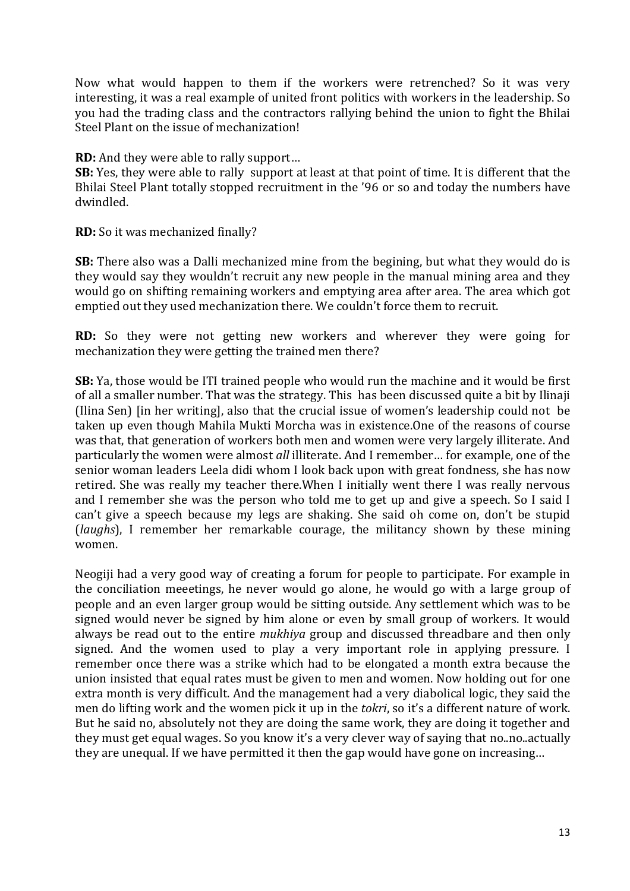Now what would happen to them if the workers were retrenched? So it was very interesting, it was a real example of united front politics with workers in the leadership. So you had the trading class and the contractors rallying behind the union to fight the Bhilai Steel Plant on the issue of mechanization!

**RD:** And they were able to rally support…
**SB:** Yes, they were able to rally support at least at that point of time. It is different that the Bhilai Steel Plant totally stopped recruitment in the '96 or so and today the numbers have dwindled.

**RD:** So it was mechanized finally?

**SB:** There also was a Dalli mechanized mine from the begining, but what they would do is they would say they wouldn't recruit any new people in the manual mining area and they would go on shifting remaining workers and emptying area after area. The area which got emptied out they used mechanization there. We couldn't force them to recruit.

**RD:** So they were not getting new workers and wherever they were going for mechanization they were getting the trained men there?

**SB:** Ya, those would be ITI trained people who would run the machine and it would be first of all a smaller number. That was the strategy. This has been discussed quite a bit by Ilinaji (Ilina Sen) [in her writing], also that the crucial issue of women's leadership could not be taken up even though Mahila Mukti Morcha was in existence.One of the reasons of course was that, that generation of workers both men and women were very largely illiterate. And particularly the women were almost *all* illiterate. And I remember… for example, one of the senior woman leaders Leela didi whom I look back upon with great fondness, she has now retired. She was really my teacher there.When I initially went there I was really nervous and I remember she was the person who told me to get up and give a speech. So I said I can't give a speech because my legs are shaking. She said oh come on, don't be stupid (*laughs*), I remember her remarkable courage, the militancy shown by these mining women.

Neogiji had a very good way of creating a forum for people to participate. For example in the conciliation meeetings, he never would go alone, he would go with a large group of people and an even larger group would be sitting outside. Any settlement which was to be signed would never be signed by him alone or even by small group of workers. It would always be read out to the entire *mukhiya* group and discussed threadbare and then only signed. And the women used to play a very important role in applying pressure. I remember once there was a strike which had to be elongated a month extra because the union insisted that equal rates must be given to men and women. Now holding out for one extra month is very difficult. And the management had a very diabolical logic, they said the men do lifting work and the women pick it up in the *tokri*, so it's a different nature of work. But he said no, absolutely not they are doing the same work, they are doing it together and they must get equal wages. So you know it's a very clever way of saying that no..no..actually they are unequal. If we have permitted it then the gap would have gone on increasing…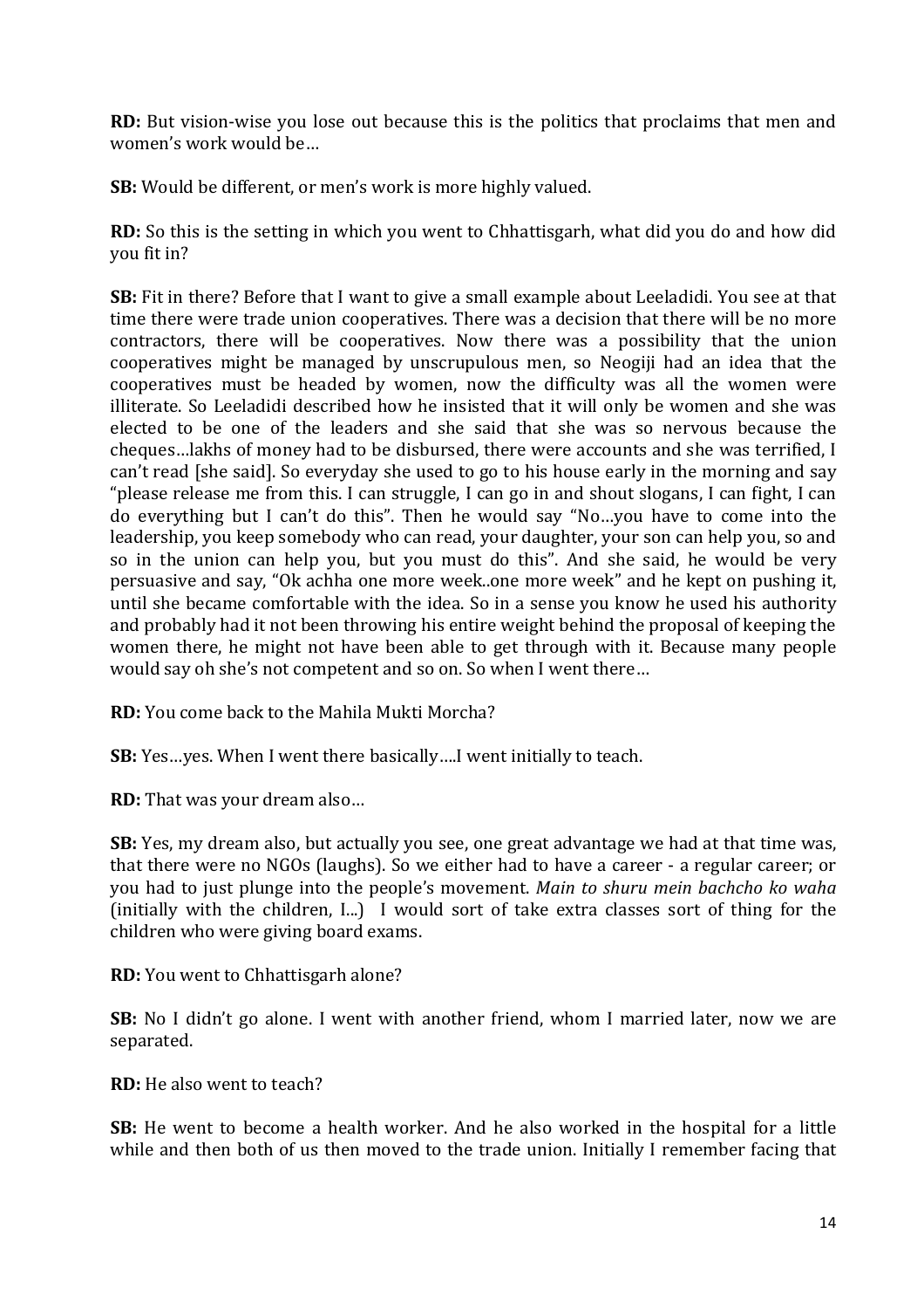**RD:** But vision-wise you lose out because this is the politics that proclaims that men and women's work would be…

**SB:** Would be different, or men's work is more highly valued.

**RD:** So this is the setting in which you went to Chhattisgarh, what did you do and how did you fit in?

**SB:** Fit in there? Before that I want to give a small example about Leeladidi. You see at that time there were trade union cooperatives. There was a decision that there will be no more contractors, there will be cooperatives. Now there was a possibility that the union cooperatives might be managed by unscrupulous men, so Neogiji had an idea that the cooperatives must be headed by women, now the difficulty was all the women were illiterate. So Leeladidi described how he insisted that it will only be women and she was elected to be one of the leaders and she said that she was so nervous because the cheques…lakhs of money had to be disbursed, there were accounts and she was terrified, I can't read [she said]. So everyday she used to go to his house early in the morning and say "please release me from this. I can struggle, I can go in and shout slogans, I can fight, I can do everything but I can't do this". Then he would say "No…you have to come into the leadership, you keep somebody who can read, your daughter, your son can help you, so and so in the union can help you, but you must do this". And she said, he would be very persuasive and say, "Ok achha one more week..one more week" and he kept on pushing it, until she became comfortable with the idea. So in a sense you know he used his authority and probably had it not been throwing his entire weight behind the proposal of keeping the women there, he might not have been able to get through with it. Because many people would say oh she's not competent and so on. So when I went there…

**RD:** You come back to the Mahila Mukti Morcha?

**SB:** Yes…yes. When I went there basically….I went initially to teach.

**RD:** That was your dream also…

**SB:** Yes, my dream also, but actually you see, one great advantage we had at that time was, that there were no NGOs (laughs). So we either had to have a career - a regular career; or you had to just plunge into the people's movement. *Main to shuru mein bachcho ko waha* (initially with the children, I...) I would sort of take extra classes sort of thing for the children who were giving board exams.

**RD:** You went to Chhattisgarh alone?

**SB:** No I didn't go alone. I went with another friend, whom I married later, now we are separated.

**RD:** He also went to teach?

**SB:** He went to become a health worker. And he also worked in the hospital for a little while and then both of us then moved to the trade union. Initially I remember facing that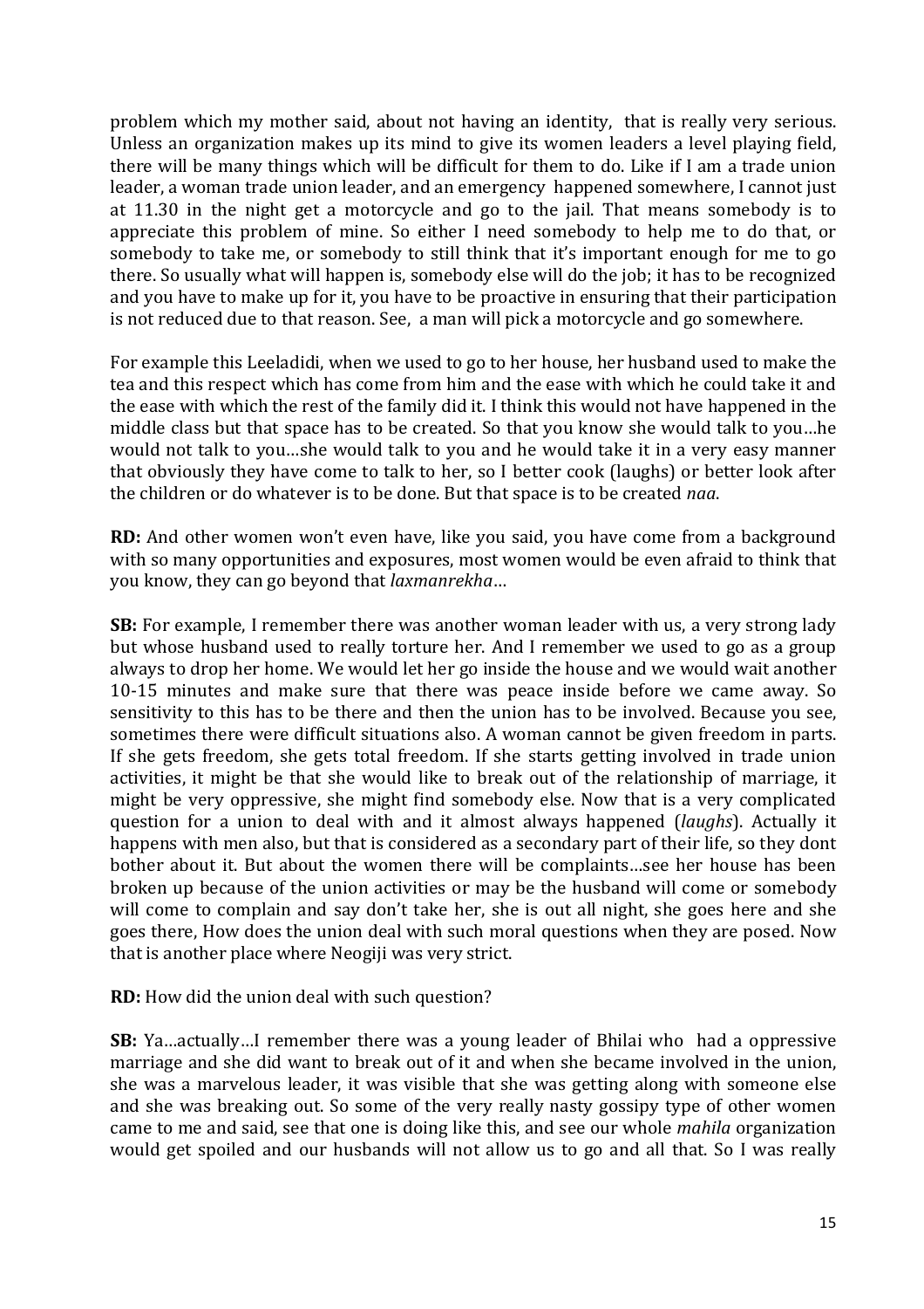problem which my mother said, about not having an identity, that is really very serious. Unless an organization makes up its mind to give its women leaders a level playing field, there will be many things which will be difficult for them to do. Like if I am a trade union leader, a woman trade union leader, and an emergency happened somewhere, I cannot just at 11.30 in the night get a motorcycle and go to the jail. That means somebody is to appreciate this problem of mine. So either I need somebody to help me to do that, or somebody to take me, or somebody to still think that it's important enough for me to go there. So usually what will happen is, somebody else will do the job; it has to be recognized and you have to make up for it, you have to be proactive in ensuring that their participation is not reduced due to that reason. See, a man will pick a motorcycle and go somewhere.

For example this Leeladidi, when we used to go to her house, her husband used to make the tea and this respect which has come from him and the ease with which he could take it and the ease with which the rest of the family did it. I think this would not have happened in the middle class but that space has to be created. So that you know she would talk to you…he would not talk to you…she would talk to you and he would take it in a very easy manner that obviously they have come to talk to her, so I better cook (laughs) or better look after the children or do whatever is to be done. But that space is to be created *naa*.

**RD:** And other women won't even have, like you said, you have come from a background with so many opportunities and exposures, most women would be even afraid to think that you know, they can go beyond that *laxmanrekha*…

**SB:** For example, I remember there was another woman leader with us, a very strong lady but whose husband used to really torture her. And I remember we used to go as a group always to drop her home. We would let her go inside the house and we would wait another 10-15 minutes and make sure that there was peace inside before we came away. So sensitivity to this has to be there and then the union has to be involved. Because you see, sometimes there were difficult situations also. A woman cannot be given freedom in parts. If she gets freedom, she gets total freedom. If she starts getting involved in trade union activities, it might be that she would like to break out of the relationship of marriage, it might be very oppressive, she might find somebody else. Now that is a very complicated question for a union to deal with and it almost always happened (*laughs*). Actually it happens with men also, but that is considered as a secondary part of their life, so they dont bother about it. But about the women there will be complaints…see her house has been broken up because of the union activities or may be the husband will come or somebody will come to complain and say don't take her, she is out all night, she goes here and she goes there, How does the union deal with such moral questions when they are posed. Now that is another place where Neogiji was very strict.

**RD:** How did the union deal with such question?

**SB:** Ya…actually…I remember there was a young leader of Bhilai who had a oppressive marriage and she did want to break out of it and when she became involved in the union, she was a marvelous leader, it was visible that she was getting along with someone else and she was breaking out. So some of the very really nasty gossipy type of other women came to me and said, see that one is doing like this, and see our whole *mahila* organization would get spoiled and our husbands will not allow us to go and all that. So I was really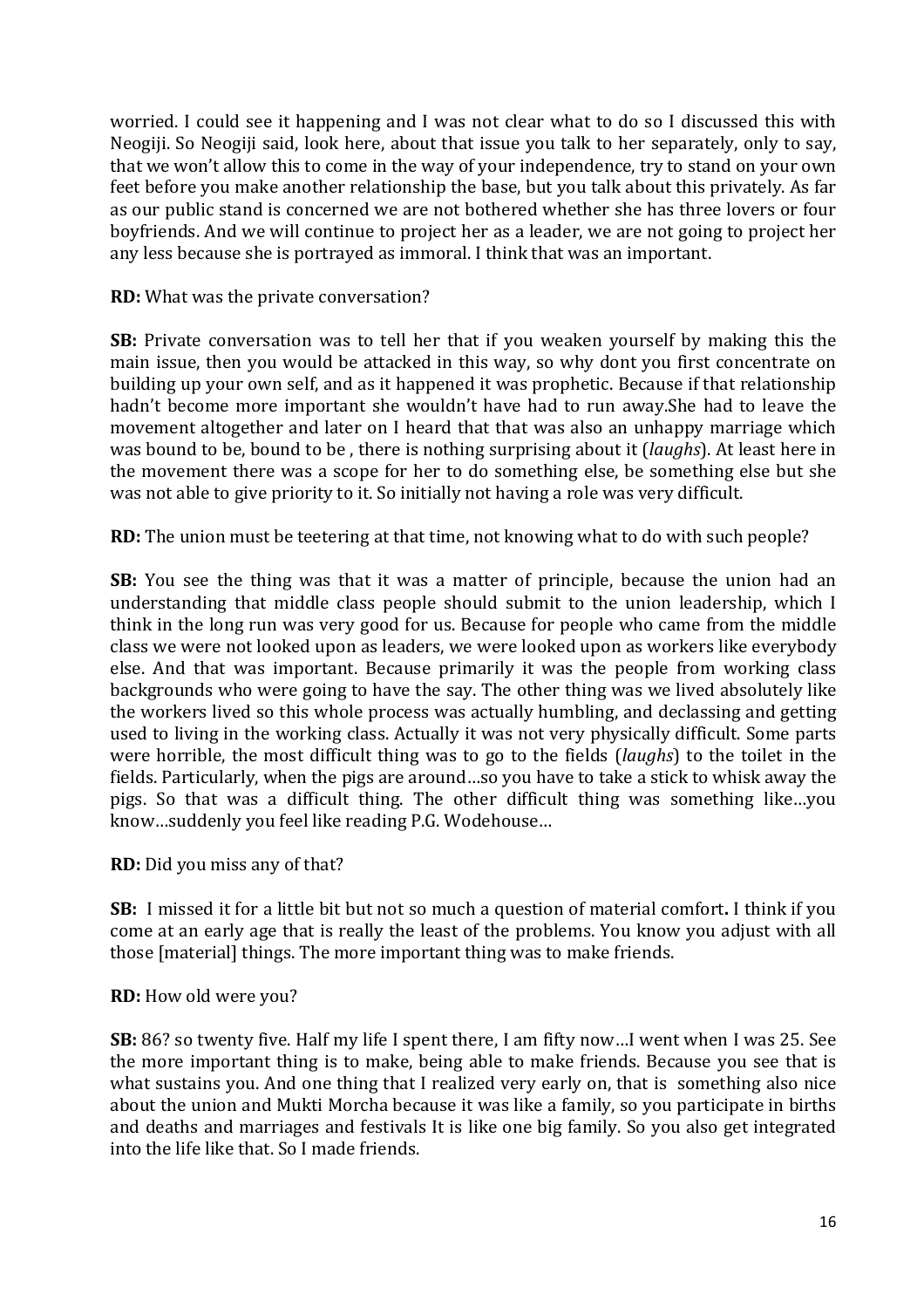worried. I could see it happening and I was not clear what to do so I discussed this with Neogiji. So Neogiji said, look here, about that issue you talk to her separately, only to say, that we won't allow this to come in the way of your independence, try to stand on your own feet before you make another relationship the base, but you talk about this privately. As far as our public stand is concerned we are not bothered whether she has three lovers or four boyfriends. And we will continue to project her as a leader, we are not going to project her any less because she is portrayed as immoral. I think that was an important.

**RD:** What was the private conversation?

**SB:** Private conversation was to tell her that if you weaken yourself by making this the main issue, then you would be attacked in this way, so why dont you first concentrate on building up your own self, and as it happened it was prophetic. Because if that relationship hadn't become more important she wouldn't have had to run away.She had to leave the movement altogether and later on I heard that that was also an unhappy marriage which was bound to be, bound to be , there is nothing surprising about it (*laughs*). At least here in the movement there was a scope for her to do something else, be something else but she was not able to give priority to it. So initially not having a role was very difficult.

**RD:** The union must be teetering at that time, not knowing what to do with such people?

**SB:** You see the thing was that it was a matter of principle, because the union had an understanding that middle class people should submit to the union leadership, which I think in the long run was very good for us. Because for people who came from the middle class we were not looked upon as leaders, we were looked upon as workers like everybody else. And that was important. Because primarily it was the people from working class backgrounds who were going to have the say. The other thing was we lived absolutely like the workers lived so this whole process was actually humbling, and declassing and getting used to living in the working class. Actually it was not very physically difficult. Some parts were horrible, the most difficult thing was to go to the fields (*laughs*) to the toilet in the fields. Particularly, when the pigs are around…so you have to take a stick to whisk away the pigs. So that was a difficult thing. The other difficult thing was something like…you know…suddenly you feel like reading P.G. Wodehouse…

**RD:** Did you miss any of that?

**SB:** I missed it for a little bit but not so much a question of material comfort**.** I think if you come at an early age that is really the least of the problems. You know you adjust with all those [material] things. The more important thing was to make friends.

**RD:** How old were you?

**SB:** 86? so twenty five. Half my life I spent there, I am fifty now…I went when I was 25. See the more important thing is to make, being able to make friends. Because you see that is what sustains you. And one thing that I realized very early on, that is something also nice about the union and Mukti Morcha because it was like a family, so you participate in births and deaths and marriages and festivals It is like one big family. So you also get integrated into the life like that. So I made friends.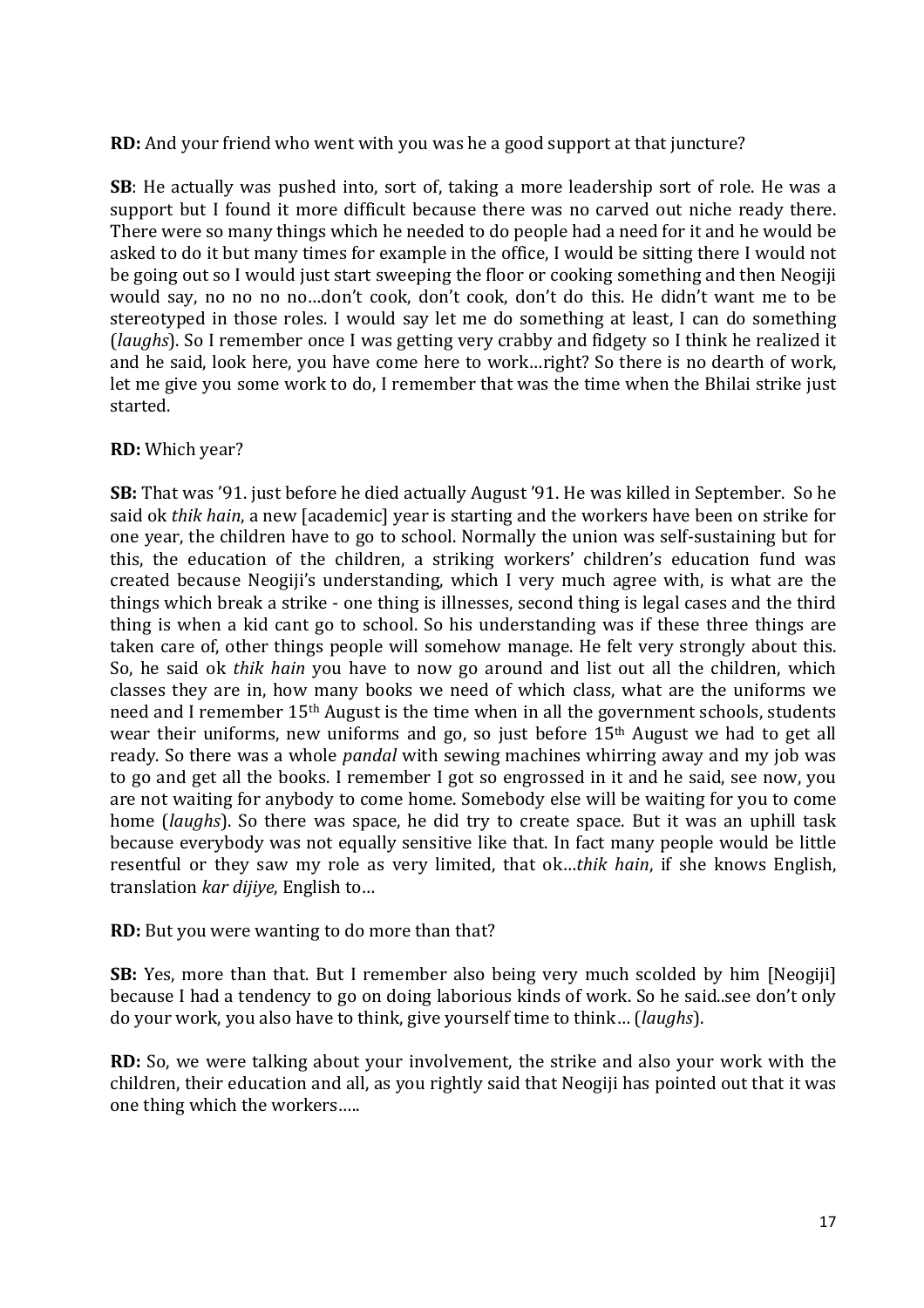**RD:** And your friend who went with you was he a good support at that juncture?

**SB**: He actually was pushed into, sort of, taking a more leadership sort of role. He was a support but I found it more difficult because there was no carved out niche ready there. There were so many things which he needed to do people had a need for it and he would be asked to do it but many times for example in the office, I would be sitting there I would not be going out so I would just start sweeping the floor or cooking something and then Neogiji would say, no no no no…don't cook, don't cook, don't do this. He didn't want me to be stereotyped in those roles. I would say let me do something at least, I can do something (*laughs*). So I remember once I was getting very crabby and fidgety so I think he realized it and he said, look here, you have come here to work…right? So there is no dearth of work, let me give you some work to do, I remember that was the time when the Bhilai strike just started.

**RD:** Which year?

**SB:** That was '91. just before he died actually August '91. He was killed in September. So he said ok *thik hain*, a new [academic] year is starting and the workers have been on strike for one year, the children have to go to school. Normally the union was self-sustaining but for this, the education of the children, a striking workers' children's education fund was created because Neogiji's understanding, which I very much agree with, is what are the things which break a strike - one thing is illnesses, second thing is legal cases and the third thing is when a kid cant go to school. So his understanding was if these three things are taken care of, other things people will somehow manage. He felt very strongly about this. So, he said ok *thik hain* you have to now go around and list out all the children, which classes they are in, how many books we need of which class, what are the uniforms we need and I remember 15th August is the time when in all the government schools, students wear their uniforms, new uniforms and go, so just before 15th August we had to get all ready. So there was a whole *pandal* with sewing machines whirring away and my job was to go and get all the books. I remember I got so engrossed in it and he said, see now, you are not waiting for anybody to come home. Somebody else will be waiting for you to come home (*laughs*). So there was space, he did try to create space. But it was an uphill task because everybody was not equally sensitive like that. In fact many people would be little resentful or they saw my role as very limited, that ok…*thik hain*, if she knows English, translation *kar dijiye*, English to…

**RD:** But you were wanting to do more than that?

**SB:** Yes, more than that. But I remember also being very much scolded by him [Neogiji] because I had a tendency to go on doing laborious kinds of work. So he said..see don't only do your work, you also have to think, give yourself time to think… (*laughs*).

**RD:** So, we were talking about your involvement, the strike and also your work with the children, their education and all, as you rightly said that Neogiji has pointed out that it was one thing which the workers…..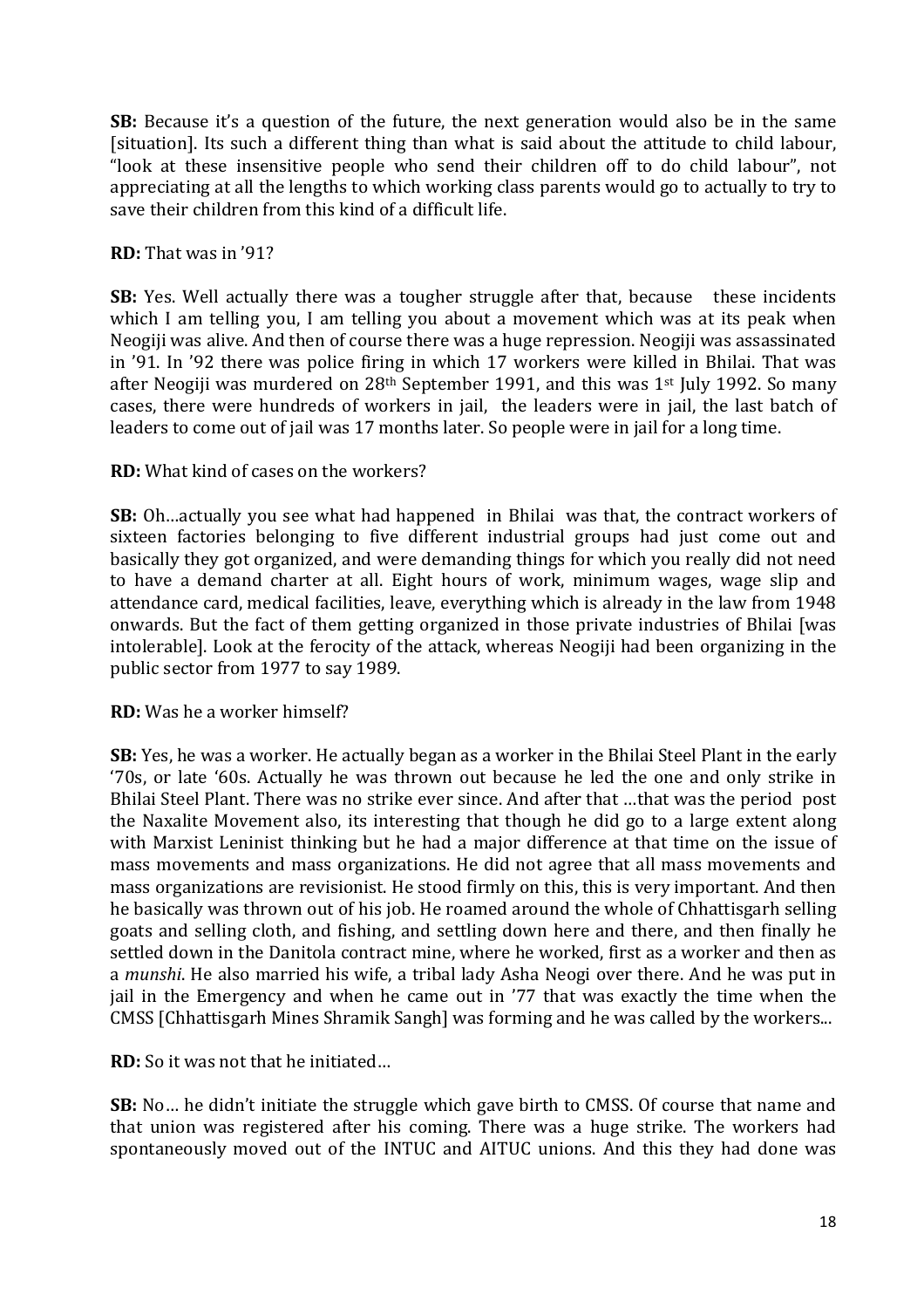**SB:** Because it's a question of the future, the next generation would also be in the same [situation]. Its such a different thing than what is said about the attitude to child labour, "look at these insensitive people who send their children off to do child labour", not appreciating at all the lengths to which working class parents would go to actually to try to save their children from this kind of a difficult life.

**RD:** That was in '91?

**SB:** Yes. Well actually there was a tougher struggle after that, because these incidents which I am telling you, I am telling you about a movement which was at its peak when Neogiji was alive. And then of course there was a huge repression. Neogiji was assassinated in '91. In '92 there was police firing in which 17 workers were killed in Bhilai. That was after Neogiji was murdered on 28th September 1991, and this was 1st July 1992. So many cases, there were hundreds of workers in jail, the leaders were in jail, the last batch of leaders to come out of jail was 17 months later. So people were in jail for a long time.

**RD:** What kind of cases on the workers?

**SB:** Oh…actually you see what had happened in Bhilai was that, the contract workers of sixteen factories belonging to five different industrial groups had just come out and basically they got organized, and were demanding things for which you really did not need to have a demand charter at all. Eight hours of work, minimum wages, wage slip and attendance card, medical facilities, leave, everything which is already in the law from 1948 onwards. But the fact of them getting organized in those private industries of Bhilai [was intolerable]. Look at the ferocity of the attack, whereas Neogiji had been organizing in the public sector from 1977 to say 1989.

**RD:** Was he a worker himself?

**SB:** Yes, he was a worker. He actually began as a worker in the Bhilai Steel Plant in the early '70s, or late '60s. Actually he was thrown out because he led the one and only strike in Bhilai Steel Plant. There was no strike ever since. And after that …that was the period post the Naxalite Movement also, its interesting that though he did go to a large extent along with Marxist Leninist thinking but he had a major difference at that time on the issue of mass movements and mass organizations. He did not agree that all mass movements and mass organizations are revisionist. He stood firmly on this, this is very important. And then he basically was thrown out of his job. He roamed around the whole of Chhattisgarh selling goats and selling cloth, and fishing, and settling down here and there, and then finally he settled down in the Danitola contract mine, where he worked, first as a worker and then as a *munshi*. He also married his wife, a tribal lady Asha Neogi over there. And he was put in jail in the Emergency and when he came out in '77 that was exactly the time when the CMSS [Chhattisgarh Mines Shramik Sangh] was forming and he was called by the workers...

**RD:** So it was not that he initiated…

**SB:** No… he didn't initiate the struggle which gave birth to CMSS. Of course that name and that union was registered after his coming. There was a huge strike. The workers had spontaneously moved out of the INTUC and AITUC unions. And this they had done was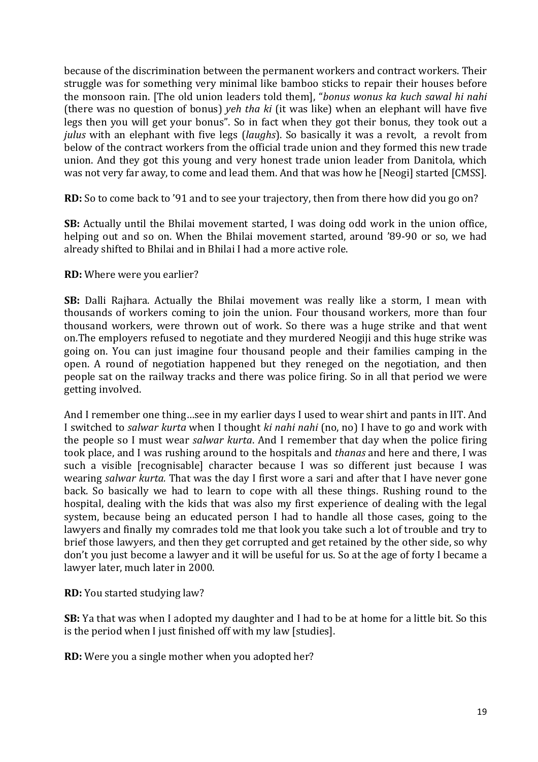because of the discrimination between the permanent workers and contract workers. Their struggle was for something very minimal like bamboo sticks to repair their houses before the monsoon rain. [The old union leaders told them], "*bonus wonus ka kuch sawal hi nahi* (there was no question of bonus) *yeh tha ki* (it was like) when an elephant will have five legs then you will get your bonus". So in fact when they got their bonus, they took out a *julus* with an elephant with five legs (*laughs*). So basically it was a revolt, a revolt from below of the contract workers from the official trade union and they formed this new trade union. And they got this young and very honest trade union leader from Danitola, which was not very far away, to come and lead them. And that was how he [Neogi] started [CMSS].

**RD:** So to come back to '91 and to see your trajectory, then from there how did you go on?

**SB:** Actually until the Bhilai movement started, I was doing odd work in the union office, helping out and so on. When the Bhilai movement started, around '89-90 or so, we had already shifted to Bhilai and in Bhilai I had a more active role.

**RD:** Where were you earlier?

**SB:** Dalli Rajhara. Actually the Bhilai movement was really like a storm, I mean with thousands of workers coming to join the union. Four thousand workers, more than four thousand workers, were thrown out of work. So there was a huge strike and that went on.The employers refused to negotiate and they murdered Neogiji and this huge strike was going on. You can just imagine four thousand people and their families camping in the open. A round of negotiation happened but they reneged on the negotiation, and then people sat on the railway tracks and there was police firing. So in all that period we were getting involved.

And I remember one thing…see in my earlier days I used to wear shirt and pants in IIT. And I switched to *salwar kurta* when I thought *ki nahi nahi* (no, no) I have to go and work with the people so I must wear *salwar kurta*. And I remember that day when the police firing took place, and I was rushing around to the hospitals and *thanas* and here and there, I was such a visible [recognisable] character because I was so different just because I was wearing *salwar kurta.* That was the day I first wore a sari and after that I have never gone back. So basically we had to learn to cope with all these things. Rushing round to the hospital, dealing with the kids that was also my first experience of dealing with the legal system, because being an educated person I had to handle all those cases, going to the lawyers and finally my comrades told me that look you take such a lot of trouble and try to brief those lawyers, and then they get corrupted and get retained by the other side, so why don't you just become a lawyer and it will be useful for us. So at the age of forty I became a lawyer later, much later in 2000.

**RD:** You started studying law?

**SB:** Ya that was when I adopted my daughter and I had to be at home for a little bit. So this is the period when I just finished off with my law [studies].

**RD:** Were you a single mother when you adopted her?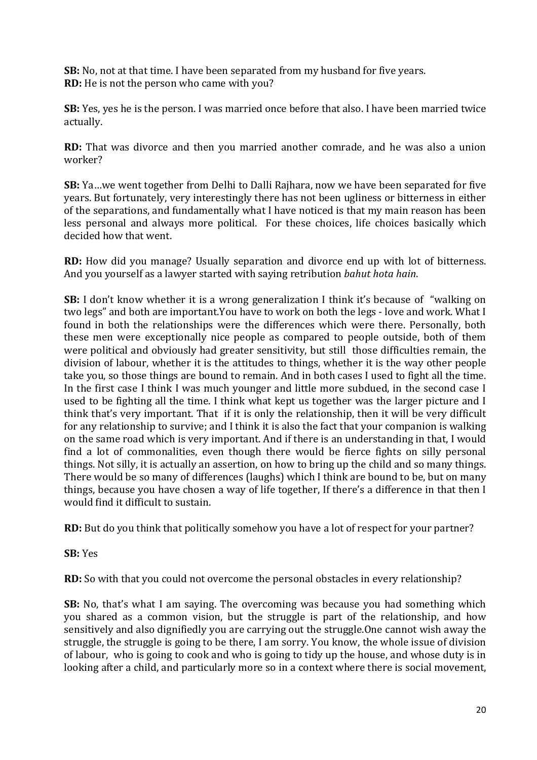**SB:** No, not at that time. I have been separated from my husband for five years.
**RD:** He is not the person who came with you?

**SB:** Yes, yes he is the person. I was married once before that also. I have been married twice actually.

**RD:** That was divorce and then you married another comrade, and he was also a union worker?

**SB:** Ya…we went together from Delhi to Dalli Rajhara, now we have been separated for five years. But fortunately, very interestingly there has not been ugliness or bitterness in either of the separations, and fundamentally what I have noticed is that my main reason has been less personal and always more political. For these choices, life choices basically which decided how that went.

**RD:** How did you manage? Usually separation and divorce end up with lot of bitterness. And you yourself as a lawyer started with saying retribution *bahut hota hain*.

**SB:** I don't know whether it is a wrong generalization I think it's because of "walking on two legs" and both are important.You have to work on both the legs - love and work. What I found in both the relationships were the differences which were there. Personally, both these men were exceptionally nice people as compared to people outside, both of them were political and obviously had greater sensitivity, but still those difficulties remain, the division of labour, whether it is the attitudes to things, whether it is the way other people take you, so those things are bound to remain. And in both cases I used to fight all the time. In the first case I think I was much younger and little more subdued, in the second case I used to be fighting all the time. I think what kept us together was the larger picture and I think that's very important. That if it is only the relationship, then it will be very difficult for any relationship to survive; and I think it is also the fact that your companion is walking on the same road which is very important. And if there is an understanding in that, I would find a lot of commonalities, even though there would be fierce fights on silly personal things. Not silly, it is actually an assertion, on how to bring up the child and so many things. There would be so many of differences (laughs) which I think are bound to be, but on many things, because you have chosen a way of life together, If there's a difference in that then I would find it difficult to sustain.

**RD:** But do you think that politically somehow you have a lot of respect for your partner?

**SB:** Yes

**RD:** So with that you could not overcome the personal obstacles in every relationship?

**SB:** No, that's what I am saying. The overcoming was because you had something which you shared as a common vision, but the struggle is part of the relationship, and how sensitively and also dignifiedly you are carrying out the struggle.One cannot wish away the struggle, the struggle is going to be there, I am sorry. You know, the whole issue of division of labour, who is going to cook and who is going to tidy up the house, and whose duty is in looking after a child, and particularly more so in a context where there is social movement,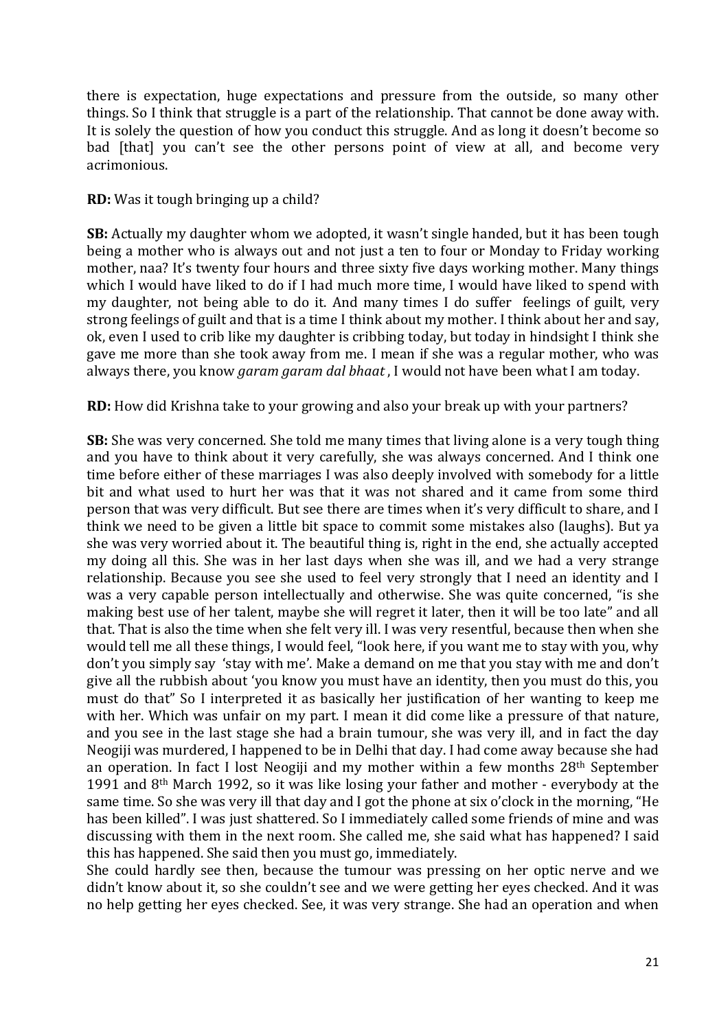there is expectation, huge expectations and pressure from the outside, so many other things. So I think that struggle is a part of the relationship. That cannot be done away with. It is solely the question of how you conduct this struggle. And as long it doesn't become so bad [that] you can't see the other persons point of view at all, and become very acrimonious.

**RD:** Was it tough bringing up a child?

**SB:** Actually my daughter whom we adopted, it wasn't single handed, but it has been tough being a mother who is always out and not just a ten to four or Monday to Friday working mother, naa? It's twenty four hours and three sixty five days working mother. Many things which I would have liked to do if I had much more time, I would have liked to spend with my daughter, not being able to do it. And many times I do suffer feelings of guilt, very strong feelings of guilt and that is a time I think about my mother. I think about her and say, ok, even I used to crib like my daughter is cribbing today, but today in hindsight I think she gave me more than she took away from me. I mean if she was a regular mother, who was always there, you know *garam garam dal bhaat* , I would not have been what I am today.

**RD:** How did Krishna take to your growing and also your break up with your partners?

**SB:** She was very concerned. She told me many times that living alone is a very tough thing and you have to think about it very carefully, she was always concerned. And I think one time before either of these marriages I was also deeply involved with somebody for a little bit and what used to hurt her was that it was not shared and it came from some third person that was very difficult. But see there are times when it's very difficult to share, and I think we need to be given a little bit space to commit some mistakes also (laughs). But ya she was very worried about it. The beautiful thing is, right in the end, she actually accepted my doing all this. She was in her last days when she was ill, and we had a very strange relationship. Because you see she used to feel very strongly that I need an identity and I was a very capable person intellectually and otherwise. She was quite concerned, "is she making best use of her talent, maybe she will regret it later, then it will be too late" and all that. That is also the time when she felt very ill. I was very resentful, because then when she would tell me all these things, I would feel, "look here, if you want me to stay with you, why don't you simply say 'stay with me'. Make a demand on me that you stay with me and don't give all the rubbish about 'you know you must have an identity, then you must do this, you must do that" So I interpreted it as basically her justification of her wanting to keep me with her. Which was unfair on my part. I mean it did come like a pressure of that nature, and you see in the last stage she had a brain tumour, she was very ill, and in fact the day Neogiji was murdered, I happened to be in Delhi that day. I had come away because she had an operation. In fact I lost Neogiji and my mother within a few months 28th September 1991 and 8th March 1992, so it was like losing your father and mother - everybody at the same time. So she was very ill that day and I got the phone at six o'clock in the morning, "He has been killed". I was just shattered. So I immediately called some friends of mine and was discussing with them in the next room. She called me, she said what has happened? I said this has happened. She said then you must go, immediately.

She could hardly see then, because the tumour was pressing on her optic nerve and we didn't know about it, so she couldn't see and we were getting her eyes checked. And it was no help getting her eyes checked. See, it was very strange. She had an operation and when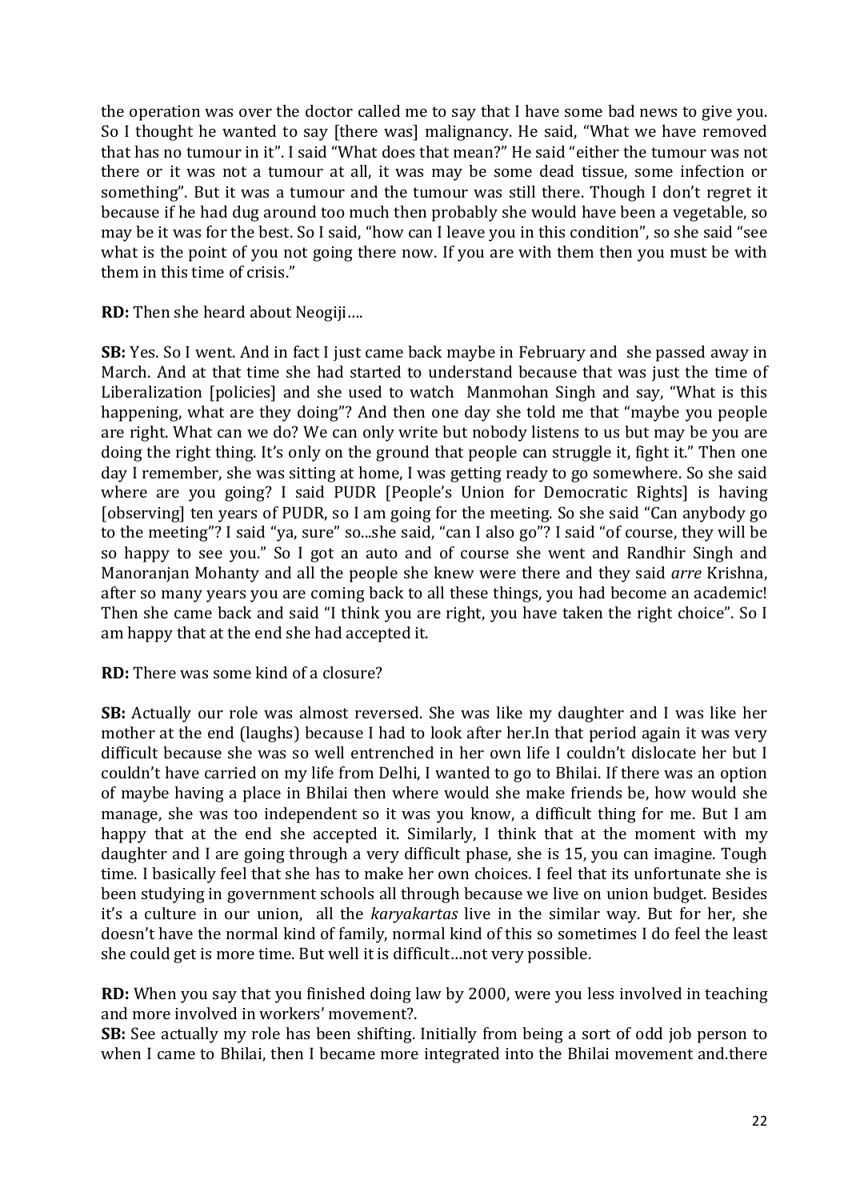the operation was over the doctor called me to say that I have some bad news to give you. So I thought he wanted to say [there was] malignancy. He said, "What we have removed that has no tumour in it". I said "What does that mean?" He said "either the tumour was not there or it was not a tumour at all, it was may be some dead tissue, some infection or something". But it was a tumour and the tumour was still there. Though I don't regret it because if he had dug around too much then probably she would have been a vegetable, so may be it was for the best. So I said, "how can I leave you in this condition", so she said "see what is the point of you not going there now. If you are with them then you must be with them in this time of crisis."

**RD:** Then she heard about Neogiji….

**SB:** Yes. So I went. And in fact I just came back maybe in February and she passed away in March. And at that time she had started to understand because that was just the time of Liberalization [policies] and she used to watch Manmohan Singh and say, "What is this happening, what are they doing"? And then one day she told me that "maybe you people are right. What can we do? We can only write but nobody listens to us but may be you are doing the right thing. It's only on the ground that people can struggle it, fight it." Then one day I remember, she was sitting at home, I was getting ready to go somewhere. So she said where are you going? I said PUDR [People's Union for Democratic Rights] is having [observing] ten years of PUDR, so I am going for the meeting. So she said "Can anybody go to the meeting"? I said "ya, sure" so...she said, "can I also go"? I said "of course, they will be so happy to see you." So I got an auto and of course she went and Randhir Singh and Manoranjan Mohanty and all the people she knew were there and they said *arre* Krishna, after so many years you are coming back to all these things, you had become an academic! Then she came back and said "I think you are right, you have taken the right choice". So I am happy that at the end she had accepted it.

**RD:** There was some kind of a closure?

**SB:** Actually our role was almost reversed. She was like my daughter and I was like her mother at the end (laughs) because I had to look after her.In that period again it was very difficult because she was so well entrenched in her own life I couldn't dislocate her but I couldn't have carried on my life from Delhi, I wanted to go to Bhilai. If there was an option of maybe having a place in Bhilai then where would she make friends be, how would she manage, she was too independent so it was you know, a difficult thing for me. But I am happy that at the end she accepted it. Similarly, I think that at the moment with my daughter and I are going through a very difficult phase, she is 15, you can imagine. Tough time. I basically feel that she has to make her own choices. I feel that its unfortunate she is been studying in government schools all through because we live on union budget. Besides it's a culture in our union, all the *karyakartas* live in the similar way. But for her, she doesn't have the normal kind of family, normal kind of this so sometimes I do feel the least she could get is more time. But well it is difficult…not very possible.

**RD:** When you say that you finished doing law by 2000, were you less involved in teaching and more involved in workers' movement?.

**SB:** See actually my role has been shifting. Initially from being a sort of odd job person to when I came to Bhilai, then I became more integrated into the Bhilai movement and.there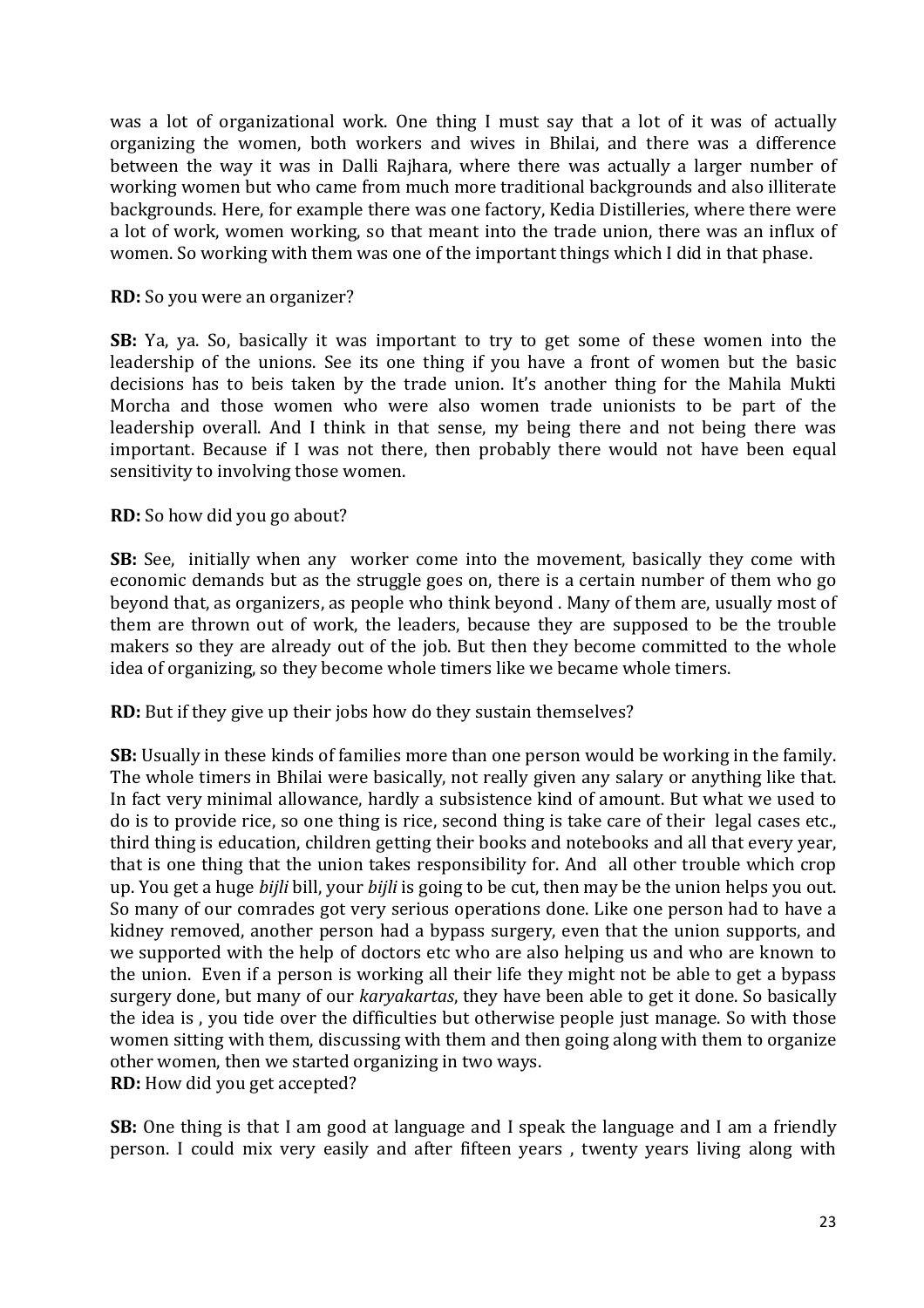was a lot of organizational work. One thing I must say that a lot of it was of actually organizing the women, both workers and wives in Bhilai, and there was a difference between the way it was in Dalli Rajhara, where there was actually a larger number of working women but who came from much more traditional backgrounds and also illiterate backgrounds. Here, for example there was one factory, Kedia Distilleries, where there were a lot of work, women working, so that meant into the trade union, there was an influx of women. So working with them was one of the important things which I did in that phase.

**RD:** So you were an organizer?

**SB:** Ya, ya. So, basically it was important to try to get some of these women into the leadership of the unions. See its one thing if you have a front of women but the basic decisions has to beis taken by the trade union. It's another thing for the Mahila Mukti Morcha and those women who were also women trade unionists to be part of the leadership overall. And I think in that sense, my being there and not being there was important. Because if I was not there, then probably there would not have been equal sensitivity to involving those women.

**RD:** So how did you go about?

**SB:** See, initially when any worker come into the movement, basically they come with economic demands but as the struggle goes on, there is a certain number of them who go beyond that, as organizers, as people who think beyond . Many of them are, usually most of them are thrown out of work, the leaders, because they are supposed to be the trouble makers so they are already out of the job. But then they become committed to the whole idea of organizing, so they become whole timers like we became whole timers.

**RD:** But if they give up their jobs how do they sustain themselves?

**SB:** Usually in these kinds of families more than one person would be working in the family. The whole timers in Bhilai were basically, not really given any salary or anything like that. In fact very minimal allowance, hardly a subsistence kind of amount. But what we used to do is to provide rice, so one thing is rice, second thing is take care of their legal cases etc., third thing is education, children getting their books and notebooks and all that every year, that is one thing that the union takes responsibility for. And all other trouble which crop up. You get a huge *bijli* bill, your *bijli* is going to be cut, then may be the union helps you out. So many of our comrades got very serious operations done. Like one person had to have a kidney removed, another person had a bypass surgery, even that the union supports, and we supported with the help of doctors etc who are also helping us and who are known to the union. Even if a person is working all their life they might not be able to get a bypass surgery done, but many of our *karyakartas*, they have been able to get it done. So basically the idea is , you tide over the difficulties but otherwise people just manage. So with those women sitting with them, discussing with them and then going along with them to organize other women, then we started organizing in two ways.

**RD:** How did you get accepted?

**SB:** One thing is that I am good at language and I speak the language and I am a friendly person. I could mix very easily and after fifteen years , twenty years living along with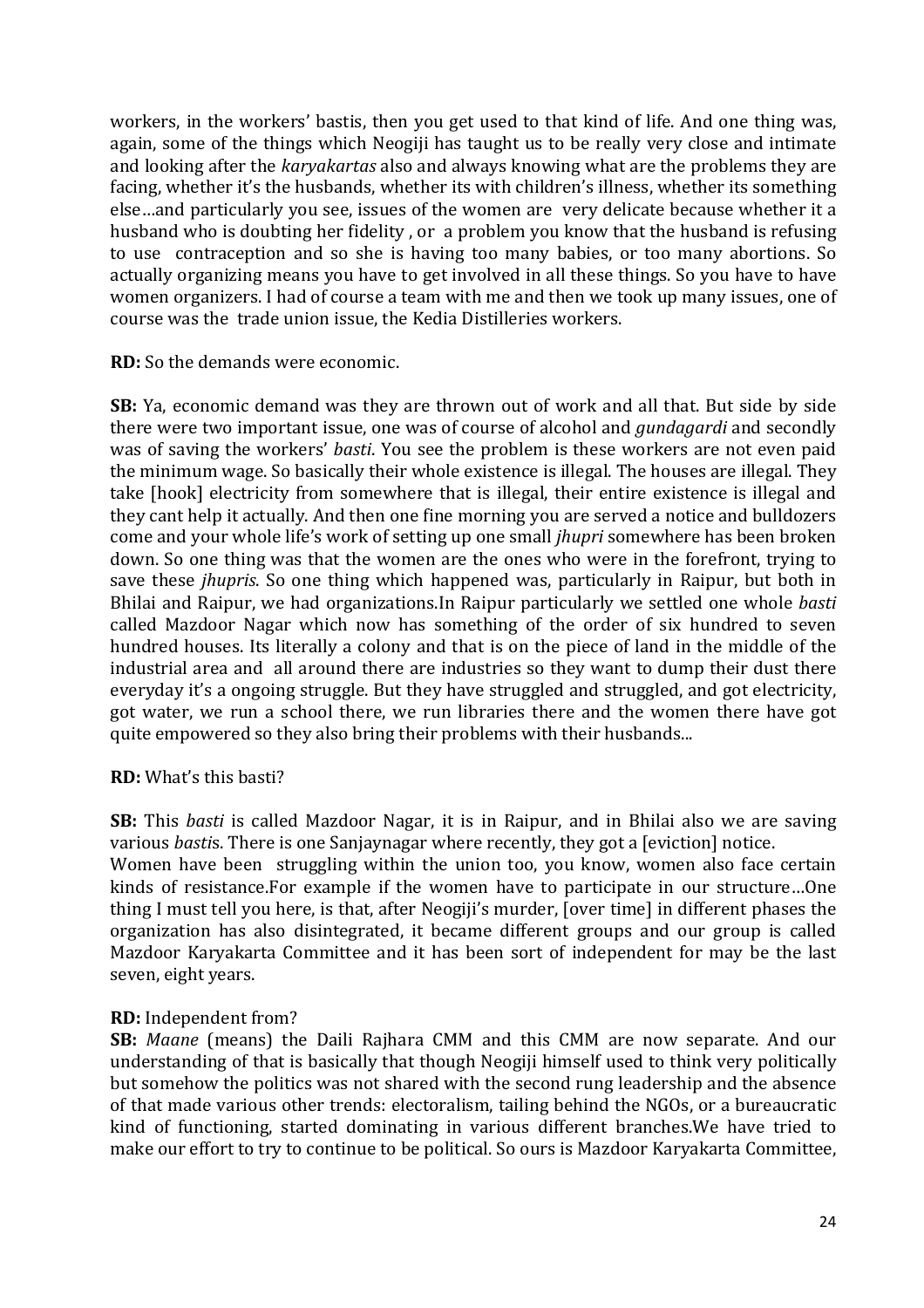workers, in the workers' bastis, then you get used to that kind of life. And one thing was, again, some of the things which Neogiji has taught us to be really very close and intimate and looking after the *karyakartas* also and always knowing what are the problems they are facing, whether it's the husbands, whether its with children's illness, whether its something else…and particularly you see, issues of the women are very delicate because whether it a husband who is doubting her fidelity , or a problem you know that the husband is refusing to use contraception and so she is having too many babies, or too many abortions. So actually organizing means you have to get involved in all these things. So you have to have women organizers. I had of course a team with me and then we took up many issues, one of course was the trade union issue, the Kedia Distilleries workers.

**RD:** So the demands were economic.

**SB:** Ya, economic demand was they are thrown out of work and all that. But side by side there were two important issue, one was of course of alcohol and *gundagardi* and secondly was of saving the workers' *basti*. You see the problem is these workers are not even paid the minimum wage. So basically their whole existence is illegal. The houses are illegal. They take [hook] electricity from somewhere that is illegal, their entire existence is illegal and they cant help it actually. And then one fine morning you are served a notice and bulldozers come and your whole life's work of setting up one small *jhupri* somewhere has been broken down. So one thing was that the women are the ones who were in the forefront, trying to save these *jhupris*. So one thing which happened was, particularly in Raipur, but both in Bhilai and Raipur, we had organizations.In Raipur particularly we settled one whole *basti* called Mazdoor Nagar which now has something of the order of six hundred to seven hundred houses. Its literally a colony and that is on the piece of land in the middle of the industrial area and all around there are industries so they want to dump their dust there everyday it's a ongoing struggle. But they have struggled and struggled, and got electricity, got water, we run a school there, we run libraries there and the women there have got quite empowered so they also bring their problems with their husbands...

**RD:** What's this basti?

**SB:** This *basti* is called Mazdoor Nagar, it is in Raipur, and in Bhilai also we are saving various *basti*s. There is one Sanjaynagar where recently, they got a [eviction] notice.
Women have been struggling within the union too, you know, women also face certain kinds of resistance.For example if the women have to participate in our structure…One thing I must tell you here, is that, after Neogiji's murder, [over time] in different phases the organization has also disintegrated, it became different groups and our group is called Mazdoor Karyakarta Committee and it has been sort of independent for may be the last seven, eight years.

**RD:** Independent from?

**SB:** *Maane* (means) the Daili Rajhara CMM and this CMM are now separate. And our understanding of that is basically that though Neogiji himself used to think very politically but somehow the politics was not shared with the second rung leadership and the absence of that made various other trends: electoralism, tailing behind the NGOs, or a bureaucratic kind of functioning, started dominating in various different branches.We have tried to make our effort to try to continue to be political. So ours is Mazdoor Karyakarta Committee,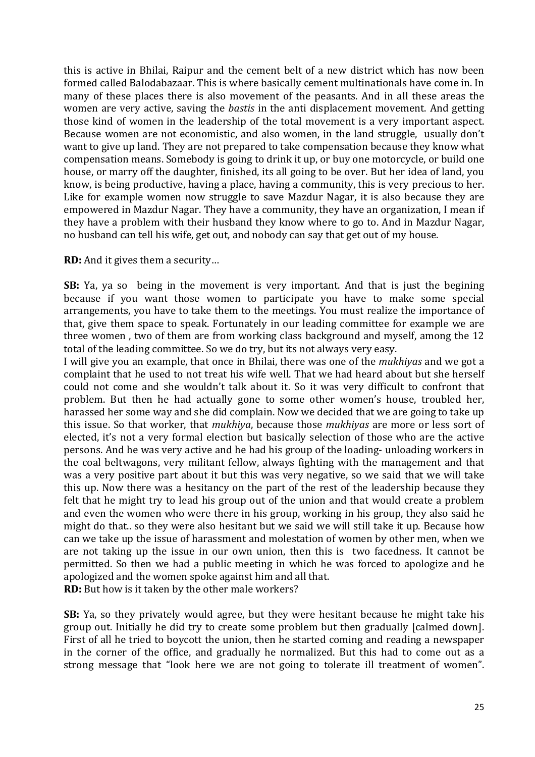this is active in Bhilai, Raipur and the cement belt of a new district which has now been formed called Balodabazaar. This is where basically cement multinationals have come in. In many of these places there is also movement of the peasants. And in all these areas the women are very active, saving the *bastis* in the anti displacement movement. And getting those kind of women in the leadership of the total movement is a very important aspect. Because women are not economistic, and also women, in the land struggle, usually don't want to give up land. They are not prepared to take compensation because they know what compensation means. Somebody is going to drink it up, or buy one motorcycle, or build one house, or marry off the daughter, finished, its all going to be over. But her idea of land, you know, is being productive, having a place, having a community, this is very precious to her. Like for example women now struggle to save Mazdur Nagar, it is also because they are empowered in Mazdur Nagar. They have a community, they have an organization, I mean if they have a problem with their husband they know where to go to. And in Mazdur Nagar, no husband can tell his wife, get out, and nobody can say that get out of my house.

**RD:** And it gives them a security…

**SB:** Ya, ya so being in the movement is very important. And that is just the begining because if you want those women to participate you have to make some special arrangements, you have to take them to the meetings. You must realize the importance of that, give them space to speak. Fortunately in our leading committee for example we are three women , two of them are from working class background and myself, among the 12 total of the leading committee. So we do try, but its not always very easy.

I will give you an example, that once in Bhilai, there was one of the *mukhiyas* and we got a complaint that he used to not treat his wife well. That we had heard about but she herself could not come and she wouldn't talk about it. So it was very difficult to confront that problem. But then he had actually gone to some other women's house, troubled her, harassed her some way and she did complain. Now we decided that we are going to take up this issue. So that worker, that *mukhiya*, because those *mukhiyas* are more or less sort of elected, it's not a very formal election but basically selection of those who are the active persons. And he was very active and he had his group of the loading- unloading workers in the coal beltwagons, very militant fellow, always fighting with the management and that was a very positive part about it but this was very negative, so we said that we will take this up. Now there was a hesitancy on the part of the rest of the leadership because they felt that he might try to lead his group out of the union and that would create a problem and even the women who were there in his group, working in his group, they also said he might do that.. so they were also hesitant but we said we will still take it up. Because how can we take up the issue of harassment and molestation of women by other men, when we are not taking up the issue in our own union, then this is two facedness. It cannot be permitted. So then we had a public meeting in which he was forced to apologize and he apologized and the women spoke against him and all that.

**RD:** But how is it taken by the other male workers?

**SB:** Ya, so they privately would agree, but they were hesitant because he might take his group out. Initially he did try to create some problem but then gradually [calmed down]. First of all he tried to boycott the union, then he started coming and reading a newspaper in the corner of the office, and gradually he normalized. But this had to come out as a strong message that "look here we are not going to tolerate ill treatment of women".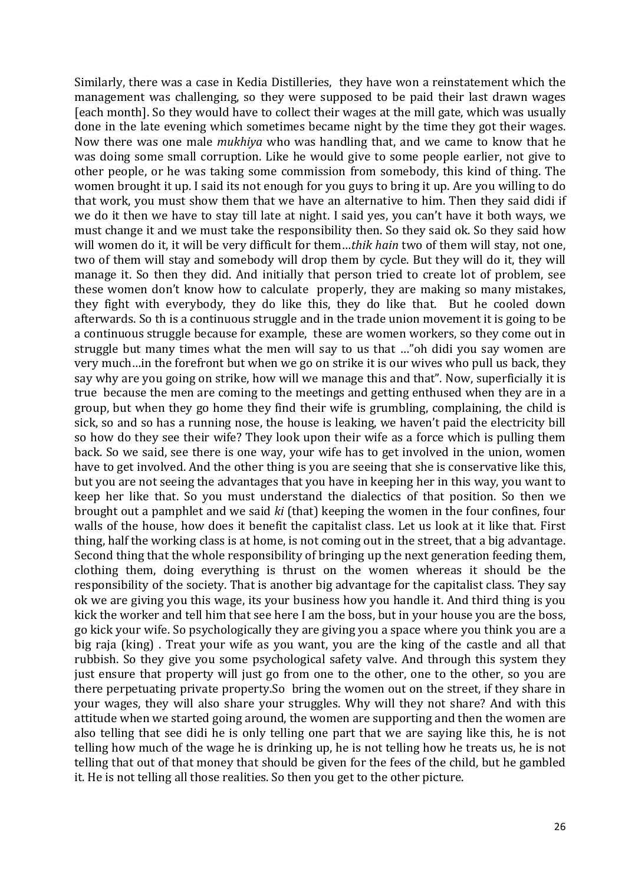Similarly, there was a case in Kedia Distilleries, they have won a reinstatement which the management was challenging, so they were supposed to be paid their last drawn wages [each month]. So they would have to collect their wages at the mill gate, which was usually done in the late evening which sometimes became night by the time they got their wages. Now there was one male *mukhiya* who was handling that, and we came to know that he was doing some small corruption. Like he would give to some people earlier, not give to other people, or he was taking some commission from somebody, this kind of thing. The women brought it up. I said its not enough for you guys to bring it up. Are you willing to do that work, you must show them that we have an alternative to him. Then they said didi if we do it then we have to stay till late at night. I said yes, you can't have it both ways, we must change it and we must take the responsibility then. So they said ok. So they said how will women do it, it will be very difficult for them…*thik hain* two of them will stay, not one, two of them will stay and somebody will drop them by cycle. But they will do it, they will manage it. So then they did. And initially that person tried to create lot of problem, see these women don't know how to calculate properly, they are making so many mistakes, they fight with everybody, they do like this, they do like that. But he cooled down afterwards. So th is a continuous struggle and in the trade union movement it is going to be a continuous struggle because for example, these are women workers, so they come out in struggle but many times what the men will say to us that …"oh didi you say women are very much…in the forefront but when we go on strike it is our wives who pull us back, they say why are you going on strike, how will we manage this and that". Now, superficially it is true because the men are coming to the meetings and getting enthused when they are in a group, but when they go home they find their wife is grumbling, complaining, the child is sick, so and so has a running nose, the house is leaking, we haven't paid the electricity bill so how do they see their wife? They look upon their wife as a force which is pulling them back. So we said, see there is one way, your wife has to get involved in the union, women have to get involved. And the other thing is you are seeing that she is conservative like this, but you are not seeing the advantages that you have in keeping her in this way, you want to keep her like that. So you must understand the dialectics of that position. So then we brought out a pamphlet and we said *ki* (that) keeping the women in the four confines, four walls of the house, how does it benefit the capitalist class. Let us look at it like that. First thing, half the working class is at home, is not coming out in the street, that a big advantage. Second thing that the whole responsibility of bringing up the next generation feeding them, clothing them, doing everything is thrust on the women whereas it should be the responsibility of the society. That is another big advantage for the capitalist class. They say ok we are giving you this wage, its your business how you handle it. And third thing is you kick the worker and tell him that see here I am the boss, but in your house you are the boss, go kick your wife. So psychologically they are giving you a space where you think you are a big raja (king) . Treat your wife as you want, you are the king of the castle and all that rubbish. So they give you some psychological safety valve. And through this system they just ensure that property will just go from one to the other, one to the other, so you are there perpetuating private property.So bring the women out on the street, if they share in your wages, they will also share your struggles. Why will they not share? And with this attitude when we started going around, the women are supporting and then the women are also telling that see didi he is only telling one part that we are saying like this, he is not telling how much of the wage he is drinking up, he is not telling how he treats us, he is not telling that out of that money that should be given for the fees of the child, but he gambled it. He is not telling all those realities. So then you get to the other picture.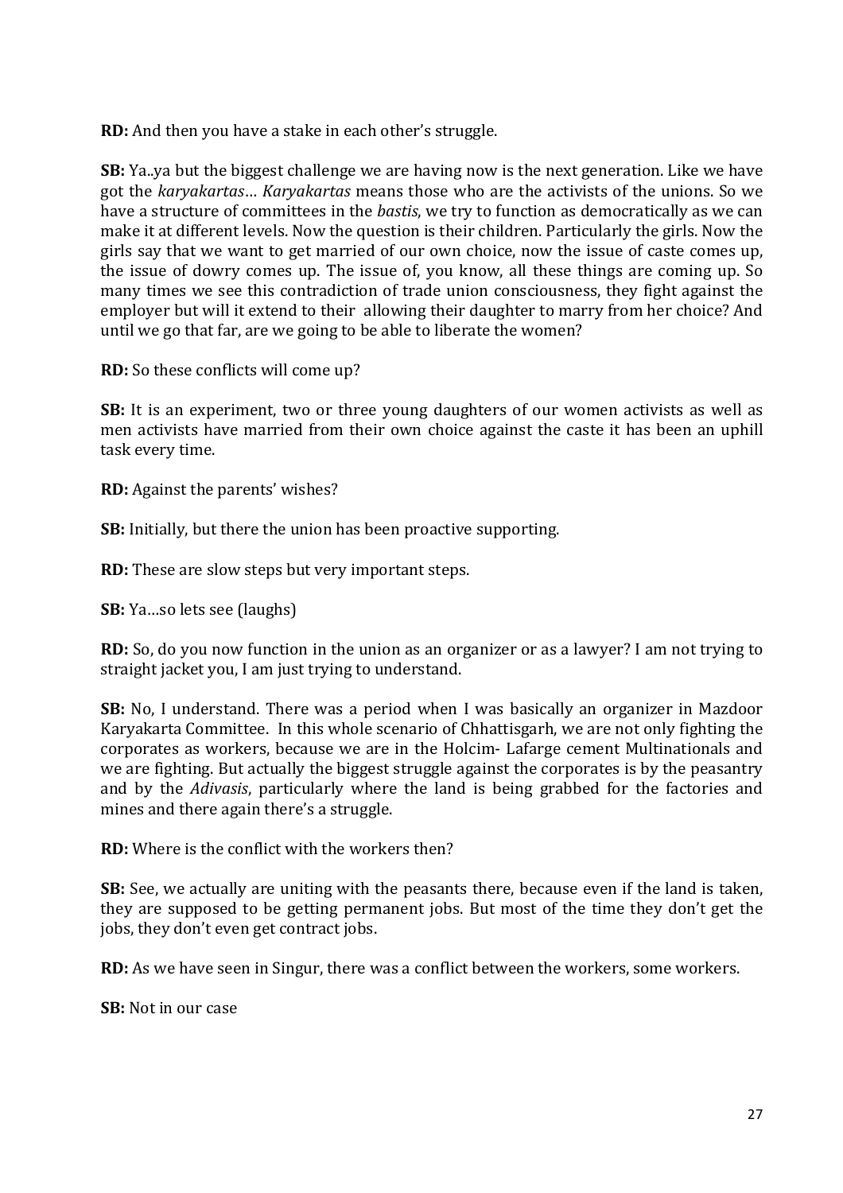**RD:** And then you have a stake in each other's struggle.

**SB:** Ya..ya but the biggest challenge we are having now is the next generation. Like we have got the *karyakartas*… *Karyakartas* means those who are the activists of the unions. So we have a structure of committees in the *bastis*, we try to function as democratically as we can make it at different levels. Now the question is their children. Particularly the girls. Now the girls say that we want to get married of our own choice, now the issue of caste comes up, the issue of dowry comes up. The issue of, you know, all these things are coming up. So many times we see this contradiction of trade union consciousness, they fight against the employer but will it extend to their allowing their daughter to marry from her choice? And until we go that far, are we going to be able to liberate the women?

**RD:** So these conflicts will come up?

**SB:** It is an experiment, two or three young daughters of our women activists as well as men activists have married from their own choice against the caste it has been an uphill task every time.

**RD:** Against the parents' wishes?

**SB:** Initially, but there the union has been proactive supporting.

**RD:** These are slow steps but very important steps.

**SB:** Ya…so lets see (laughs)

**RD:** So, do you now function in the union as an organizer or as a lawyer? I am not trying to straight jacket you, I am just trying to understand.

**SB:** No, I understand. There was a period when I was basically an organizer in Mazdoor Karyakarta Committee. In this whole scenario of Chhattisgarh, we are not only fighting the corporates as workers, because we are in the Holcim- Lafarge cement Multinationals and we are fighting. But actually the biggest struggle against the corporates is by the peasantry and by the *Adivasis*, particularly where the land is being grabbed for the factories and mines and there again there's a struggle.

**RD:** Where is the conflict with the workers then?

**SB:** See, we actually are uniting with the peasants there, because even if the land is taken, they are supposed to be getting permanent jobs. But most of the time they don't get the jobs, they don't even get contract jobs.

**RD:** As we have seen in Singur, there was a conflict between the workers, some workers.

**SB:** Not in our case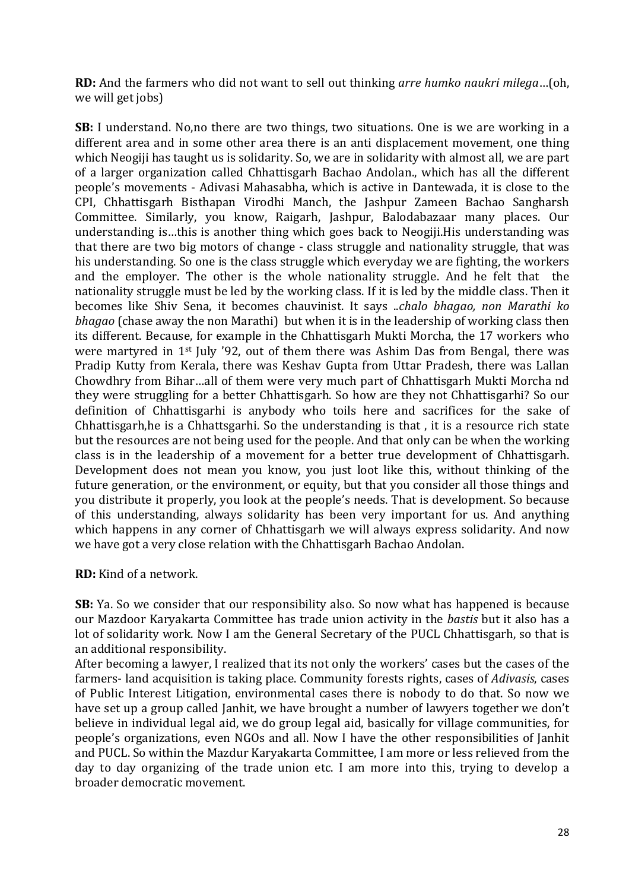**RD:** And the farmers who did not want to sell out thinking *arre humko naukri milega*…(oh, we will get jobs)

**SB:** I understand. No,no there are two things, two situations. One is we are working in a different area and in some other area there is an anti displacement movement, one thing which Neogiji has taught us is solidarity. So, we are in solidarity with almost all, we are part of a larger organization called Chhattisgarh Bachao Andolan., which has all the different people's movements - Adivasi Mahasabha, which is active in Dantewada, it is close to the CPI, Chhattisgarh Bisthapan Virodhi Manch, the Jashpur Zameen Bachao Sangharsh Committee. Similarly, you know, Raigarh, Jashpur, Balodabazaar many places. Our understanding is…this is another thing which goes back to Neogiji.His understanding was that there are two big motors of change - class struggle and nationality struggle, that was his understanding. So one is the class struggle which everyday we are fighting, the workers and the employer. The other is the whole nationality struggle. And he felt that the nationality struggle must be led by the working class. If it is led by the middle class. Then it becomes like Shiv Sena, it becomes chauvinist. It says ..*chalo bhagao, non Marathi ko bhagao* (chase away the non Marathi) but when it is in the leadership of working class then its different. Because, for example in the Chhattisgarh Mukti Morcha, the 17 workers who were martyred in 1st July '92, out of them there was Ashim Das from Bengal, there was Pradip Kutty from Kerala, there was Keshav Gupta from Uttar Pradesh, there was Lallan Chowdhry from Bihar…all of them were very much part of Chhattisgarh Mukti Morcha nd they were struggling for a better Chhattisgarh. So how are they not Chhattisgarhi? So our definition of Chhattisgarhi is anybody who toils here and sacrifices for the sake of Chhattisgarh,he is a Chhattsgarhi. So the understanding is that , it is a resource rich state but the resources are not being used for the people. And that only can be when the working class is in the leadership of a movement for a better true development of Chhattisgarh. Development does not mean you know, you just loot like this, without thinking of the future generation, or the environment, or equity, but that you consider all those things and you distribute it properly, you look at the people's needs. That is development. So because of this understanding, always solidarity has been very important for us. And anything which happens in any corner of Chhattisgarh we will always express solidarity. And now we have got a very close relation with the Chhattisgarh Bachao Andolan.

**RD:** Kind of a network.

**SB:** Ya. So we consider that our responsibility also. So now what has happened is because our Mazdoor Karyakarta Committee has trade union activity in the *bastis* but it also has a lot of solidarity work. Now I am the General Secretary of the PUCL Chhattisgarh, so that is an additional responsibility.

After becoming a lawyer, I realized that its not only the workers' cases but the cases of the farmers- land acquisition is taking place. Community forests rights, cases of *Adivasis*, cases of Public Interest Litigation, environmental cases there is nobody to do that. So now we have set up a group called Janhit, we have brought a number of lawyers together we don't believe in individual legal aid, we do group legal aid, basically for village communities, for people's organizations, even NGOs and all. Now I have the other responsibilities of Janhit and PUCL. So within the Mazdur Karyakarta Committee, I am more or less relieved from the day to day organizing of the trade union etc. I am more into this, trying to develop a broader democratic movement.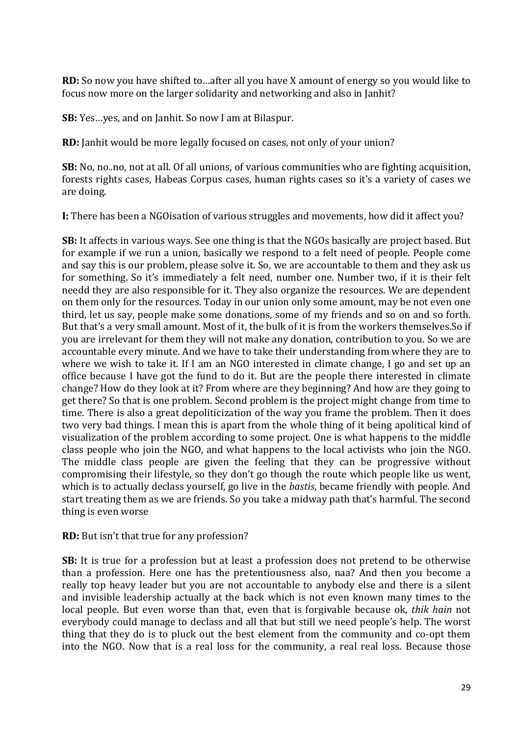**RD:** So now you have shifted to…after all you have X amount of energy so you would like to focus now more on the larger solidarity and networking and also in Janhit?

**SB:** Yes…yes, and on Janhit. So now I am at Bilaspur.

**RD:** Janhit would be more legally focused on cases, not only of your union?

**SB:** No, no..no, not at all. Of all unions, of various communities who are fighting acquisition, forests rights cases, Habeas Corpus cases, human rights cases so it's a variety of cases we are doing.

**I:** There has been a NGOisation of various struggles and movements, how did it affect you?

**SB:** It affects in various ways. See one thing is that the NGOs basically are project based. But for example if we run a union, basically we respond to a felt need of people. People come and say this is our problem, please solve it. So, we are accountable to them and they ask us for something. So it's immediately a felt need, number one. Number two, if it is their felt needd they are also responsible for it. They also organize the resources. We are dependent on them only for the resources. Today in our union only some amount, may be not even one third, let us say, people make some donations, some of my friends and so on and so forth. But that's a very small amount. Most of it, the bulk of it is from the workers themselves.So if you are irrelevant for them they will not make any donation, contribution to you. So we are accountable every minute. And we have to take their understanding from where they are to where we wish to take it. If I am an NGO interested in climate change, I go and set up an office because I have got the fund to do it. But are the people there interested in climate change? How do they look at it? From where are they beginning? And how are they going to get there? So that is one problem. Second problem is the project might change from time to time. There is also a great depoliticization of the way you frame the problem. Then it does two very bad things. I mean this is apart from the whole thing of it being apolitical kind of visualization of the problem according to some project. One is what happens to the middle class people who join the NGO, and what happens to the local activists who join the NGO. The middle class people are given the feeling that they can be progressive without compromising their lifestyle, so they don't go though the route which people like us went, which is to actually declass yourself, go live in the *bastis*, became friendly with people. And start treating them as we are friends. So you take a midway path that's harmful. The second thing is even worse

**RD:** But isn't that true for any profession?

**SB:** It is true for a profession but at least a profession does not pretend to be otherwise than a profession. Here one has the pretentiousness also, naa? And then you become a really top heavy leader but you are not accountable to anybody else and there is a silent and invisible leadership actually at the back which is not even known many times to the local people. But even worse than that, even that is forgivable because ok, *thik hain* not everybody could manage to declass and all that but still we need people's help. The worst thing that they do is to pluck out the best element from the community and co-opt them into the NGO. Now that is a real loss for the community, a real real loss. Because those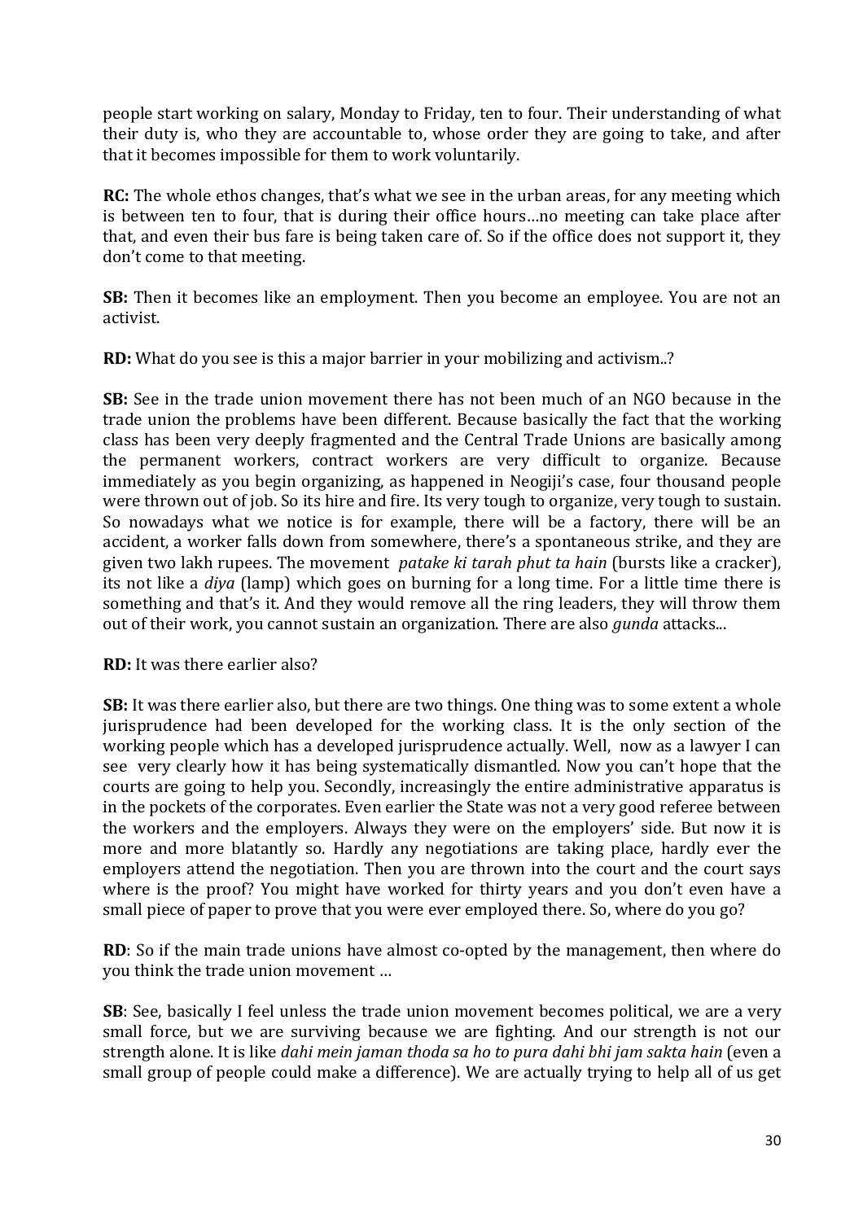people start working on salary, Monday to Friday, ten to four. Their understanding of what their duty is, who they are accountable to, whose order they are going to take, and after that it becomes impossible for them to work voluntarily.

**RC:** The whole ethos changes, that's what we see in the urban areas, for any meeting which is between ten to four, that is during their office hours…no meeting can take place after that, and even their bus fare is being taken care of. So if the office does not support it, they don't come to that meeting.

**SB:** Then it becomes like an employment. Then you become an employee. You are not an activist.

**RD:** What do you see is this a major barrier in your mobilizing and activism..?

**SB:** See in the trade union movement there has not been much of an NGO because in the trade union the problems have been different. Because basically the fact that the working class has been very deeply fragmented and the Central Trade Unions are basically among the permanent workers, contract workers are very difficult to organize. Because immediately as you begin organizing, as happened in Neogiji's case, four thousand people were thrown out of job. So its hire and fire. Its very tough to organize, very tough to sustain. So nowadays what we notice is for example, there will be a factory, there will be an accident, a worker falls down from somewhere, there's a spontaneous strike, and they are given two lakh rupees. The movement *patake ki tarah phut ta hain* (bursts like a cracker), its not like a *diya* (lamp) which goes on burning for a long time. For a little time there is something and that's it. And they would remove all the ring leaders, they will throw them out of their work, you cannot sustain an organization. There are also *gunda* attacks...

**RD:** It was there earlier also?

**SB:** It was there earlier also, but there are two things. One thing was to some extent a whole jurisprudence had been developed for the working class. It is the only section of the working people which has a developed jurisprudence actually. Well, now as a lawyer I can see very clearly how it has being systematically dismantled. Now you can't hope that the courts are going to help you. Secondly, increasingly the entire administrative apparatus is in the pockets of the corporates. Even earlier the State was not a very good referee between the workers and the employers. Always they were on the employers' side. But now it is more and more blatantly so. Hardly any negotiations are taking place, hardly ever the employers attend the negotiation. Then you are thrown into the court and the court says where is the proof? You might have worked for thirty years and you don't even have a small piece of paper to prove that you were ever employed there. So, where do you go?

**RD**: So if the main trade unions have almost co-opted by the management, then where do you think the trade union movement …

**SB**: See, basically I feel unless the trade union movement becomes political, we are a very small force, but we are surviving because we are fighting. And our strength is not our strength alone. It is like *dahi mein jaman thoda sa ho to pura dahi bhi jam sakta hain* (even a small group of people could make a difference). We are actually trying to help all of us get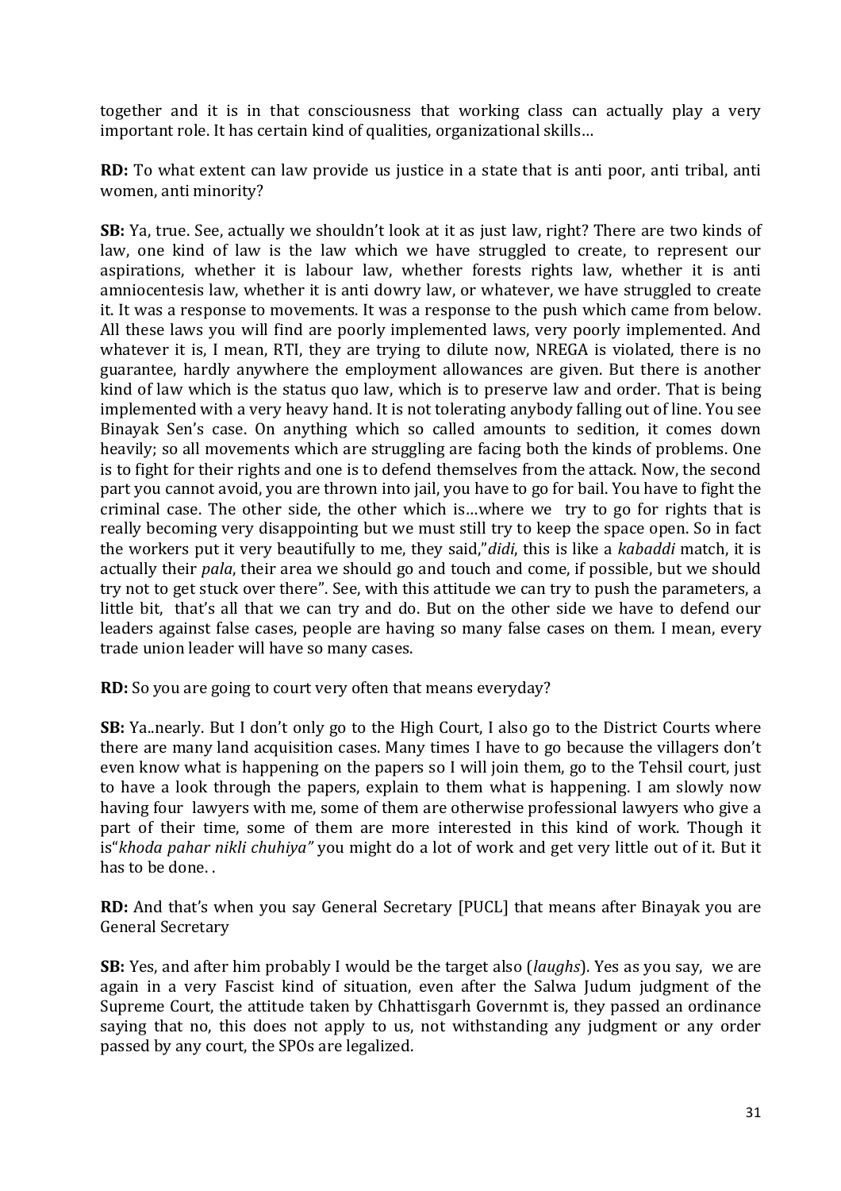together and it is in that consciousness that working class can actually play a very important role. It has certain kind of qualities, organizational skills…

**RD:** To what extent can law provide us justice in a state that is anti poor, anti tribal, anti women, anti minority?

**SB:** Ya, true. See, actually we shouldn't look at it as just law, right? There are two kinds of law, one kind of law is the law which we have struggled to create, to represent our aspirations, whether it is labour law, whether forests rights law, whether it is anti amniocentesis law, whether it is anti dowry law, or whatever, we have struggled to create it. It was a response to movements. It was a response to the push which came from below. All these laws you will find are poorly implemented laws, very poorly implemented. And whatever it is, I mean, RTI, they are trying to dilute now, NREGA is violated, there is no guarantee, hardly anywhere the employment allowances are given. But there is another kind of law which is the status quo law, which is to preserve law and order. That is being implemented with a very heavy hand. It is not tolerating anybody falling out of line. You see Binayak Sen's case. On anything which so called amounts to sedition, it comes down heavily; so all movements which are struggling are facing both the kinds of problems. One is to fight for their rights and one is to defend themselves from the attack. Now, the second part you cannot avoid, you are thrown into jail, you have to go for bail. You have to fight the criminal case. The other side, the other which is…where we try to go for rights that is really becoming very disappointing but we must still try to keep the space open. So in fact the workers put it very beautifully to me, they said,"*didi*, this is like a *kabaddi* match, it is actually their *pala*, their area we should go and touch and come, if possible, but we should try not to get stuck over there". See, with this attitude we can try to push the parameters, a little bit, that's all that we can try and do. But on the other side we have to defend our leaders against false cases, people are having so many false cases on them. I mean, every trade union leader will have so many cases.

**RD:** So you are going to court very often that means everyday?

**SB:** Ya..nearly. But I don't only go to the High Court, I also go to the District Courts where there are many land acquisition cases. Many times I have to go because the villagers don't even know what is happening on the papers so I will join them, go to the Tehsil court, just to have a look through the papers, explain to them what is happening. I am slowly now having four lawyers with me, some of them are otherwise professional lawyers who give a part of their time, some of them are more interested in this kind of work. Though it is"*khoda pahar nikli chuhiya"* you might do a lot of work and get very little out of it. But it has to be done. .

**RD:** And that's when you say General Secretary [PUCL] that means after Binayak you are General Secretary

**SB:** Yes, and after him probably I would be the target also (*laughs*). Yes as you say, we are again in a very Fascist kind of situation, even after the Salwa Judum judgment of the Supreme Court, the attitude taken by Chhattisgarh Governmt is, they passed an ordinance saying that no, this does not apply to us, not withstanding any judgment or any order passed by any court, the SPOs are legalized.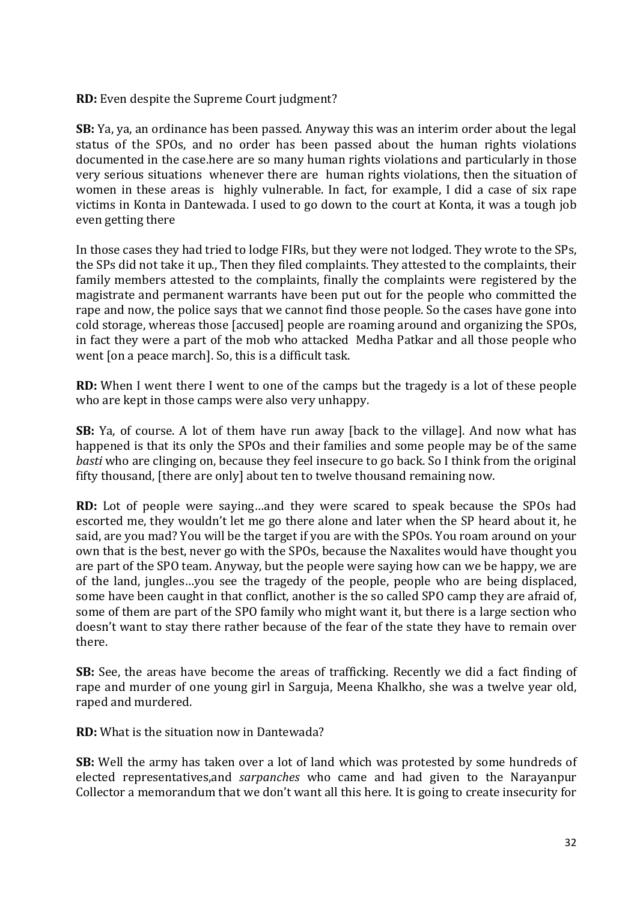**RD:** Even despite the Supreme Court judgment?

**SB:** Ya, ya, an ordinance has been passed. Anyway this was an interim order about the legal status of the SPOs, and no order has been passed about the human rights violations documented in the case.here are so many human rights violations and particularly in those very serious situations whenever there are human rights violations, then the situation of women in these areas is highly vulnerable. In fact, for example, I did a case of six rape victims in Konta in Dantewada. I used to go down to the court at Konta, it was a tough job even getting there

In those cases they had tried to lodge FIRs, but they were not lodged. They wrote to the SPs, the SPs did not take it up., Then they filed complaints. They attested to the complaints, their family members attested to the complaints, finally the complaints were registered by the magistrate and permanent warrants have been put out for the people who committed the rape and now, the police says that we cannot find those people. So the cases have gone into cold storage, whereas those [accused] people are roaming around and organizing the SPOs, in fact they were a part of the mob who attacked Medha Patkar and all those people who went [on a peace march]. So, this is a difficult task.

**RD:** When I went there I went to one of the camps but the tragedy is a lot of these people who are kept in those camps were also very unhappy.

**SB:** Ya, of course. A lot of them have run away [back to the village]. And now what has happened is that its only the SPOs and their families and some people may be of the same *basti* who are clinging on, because they feel insecure to go back. So I think from the original fifty thousand, [there are only] about ten to twelve thousand remaining now.

**RD:** Lot of people were saying…and they were scared to speak because the SPOs had escorted me, they wouldn't let me go there alone and later when the SP heard about it, he said, are you mad? You will be the target if you are with the SPOs. You roam around on your own that is the best, never go with the SPOs, because the Naxalites would have thought you are part of the SPO team. Anyway, but the people were saying how can we be happy, we are of the land, jungles…you see the tragedy of the people, people who are being displaced, some have been caught in that conflict, another is the so called SPO camp they are afraid of, some of them are part of the SPO family who might want it, but there is a large section who doesn't want to stay there rather because of the fear of the state they have to remain over there.

**SB:** See, the areas have become the areas of trafficking. Recently we did a fact finding of rape and murder of one young girl in Sarguja, Meena Khalkho, she was a twelve year old, raped and murdered.

**RD:** What is the situation now in Dantewada?

**SB:** Well the army has taken over a lot of land which was protested by some hundreds of elected representatives,and *sarpanches* who came and had given to the Narayanpur Collector a memorandum that we don't want all this here. It is going to create insecurity for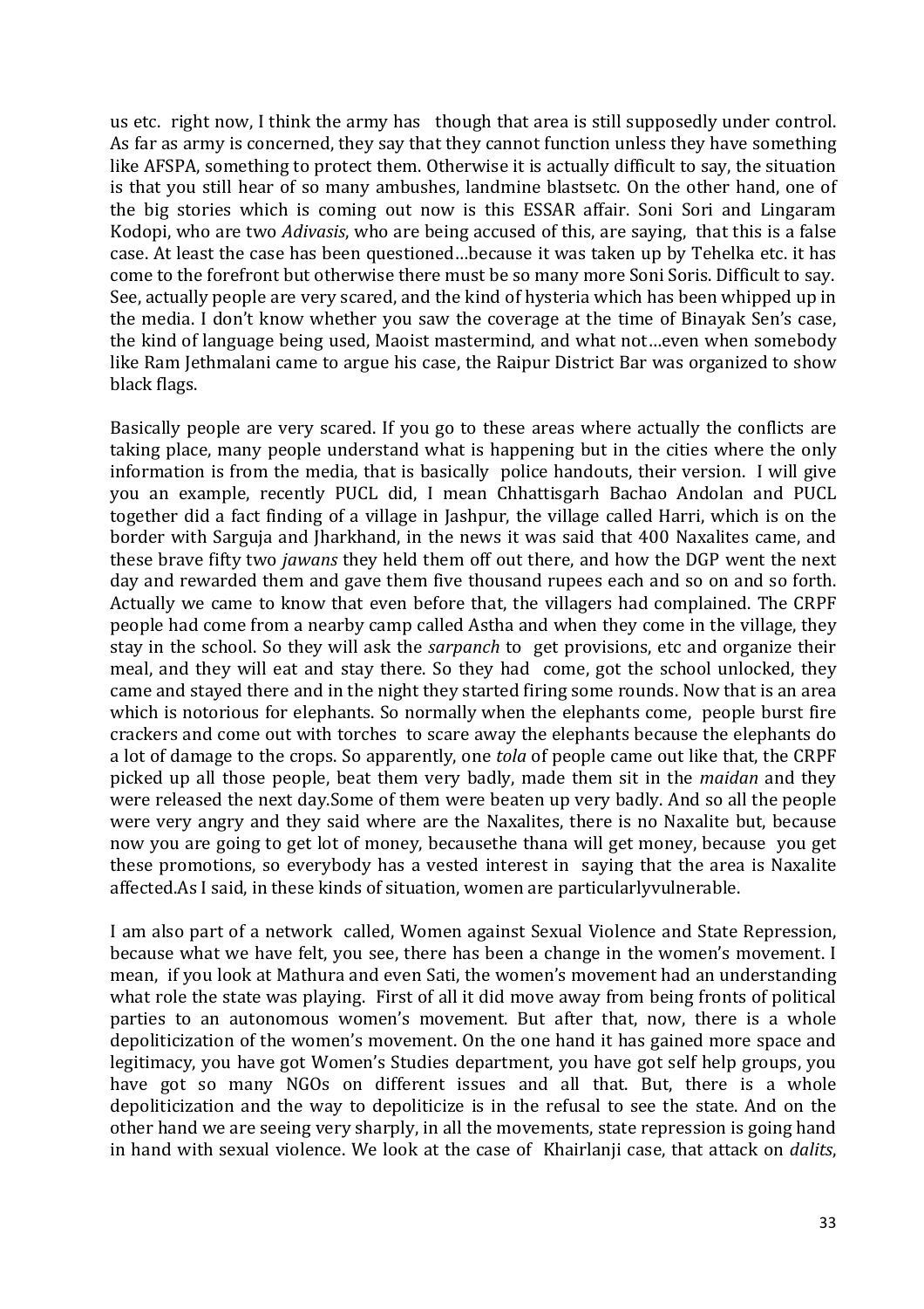us etc. right now, I think the army has though that area is still supposedly under control. As far as army is concerned, they say that they cannot function unless they have something like AFSPA, something to protect them. Otherwise it is actually difficult to say, the situation is that you still hear of so many ambushes, landmine blastsetc. On the other hand, one of the big stories which is coming out now is this ESSAR affair. Soni Sori and Lingaram Kodopi, who are two *Adivasis*, who are being accused of this, are saying, that this is a false case. At least the case has been questioned…because it was taken up by Tehelka etc. it has come to the forefront but otherwise there must be so many more Soni Soris. Difficult to say. See, actually people are very scared, and the kind of hysteria which has been whipped up in the media. I don't know whether you saw the coverage at the time of Binayak Sen's case, the kind of language being used, Maoist mastermind, and what not…even when somebody like Ram Jethmalani came to argue his case, the Raipur District Bar was organized to show black flags.

Basically people are very scared. If you go to these areas where actually the conflicts are taking place, many people understand what is happening but in the cities where the only information is from the media, that is basically police handouts, their version. I will give you an example, recently PUCL did, I mean Chhattisgarh Bachao Andolan and PUCL together did a fact finding of a village in Jashpur, the village called Harri, which is on the border with Sarguja and Jharkhand, in the news it was said that 400 Naxalites came, and these brave fifty two *jawans* they held them off out there, and how the DGP went the next day and rewarded them and gave them five thousand rupees each and so on and so forth. Actually we came to know that even before that, the villagers had complained. The CRPF people had come from a nearby camp called Astha and when they come in the village, they stay in the school. So they will ask the *sarpanch* to get provisions, etc and organize their meal, and they will eat and stay there. So they had come, got the school unlocked, they came and stayed there and in the night they started firing some rounds. Now that is an area which is notorious for elephants. So normally when the elephants come, people burst fire crackers and come out with torches to scare away the elephants because the elephants do a lot of damage to the crops. So apparently, one *tola* of people came out like that, the CRPF picked up all those people, beat them very badly, made them sit in the *maidan* and they were released the next day.Some of them were beaten up very badly. And so all the people were very angry and they said where are the Naxalites, there is no Naxalite but, because now you are going to get lot of money, becausethe thana will get money, because you get these promotions, so everybody has a vested interest in saying that the area is Naxalite affected.As I said, in these kinds of situation, women are particularlyvulnerable.

I am also part of a network called, Women against Sexual Violence and State Repression, because what we have felt, you see, there has been a change in the women's movement. I mean, if you look at Mathura and even Sati, the women's movement had an understanding what role the state was playing. First of all it did move away from being fronts of political parties to an autonomous women's movement. But after that, now, there is a whole depoliticization of the women's movement. On the one hand it has gained more space and legitimacy, you have got Women's Studies department, you have got self help groups, you have got so many NGOs on different issues and all that. But, there is a whole depoliticization and the way to depoliticize is in the refusal to see the state. And on the other hand we are seeing very sharply, in all the movements, state repression is going hand in hand with sexual violence. We look at the case of Khairlanji case, that attack on *dalits*,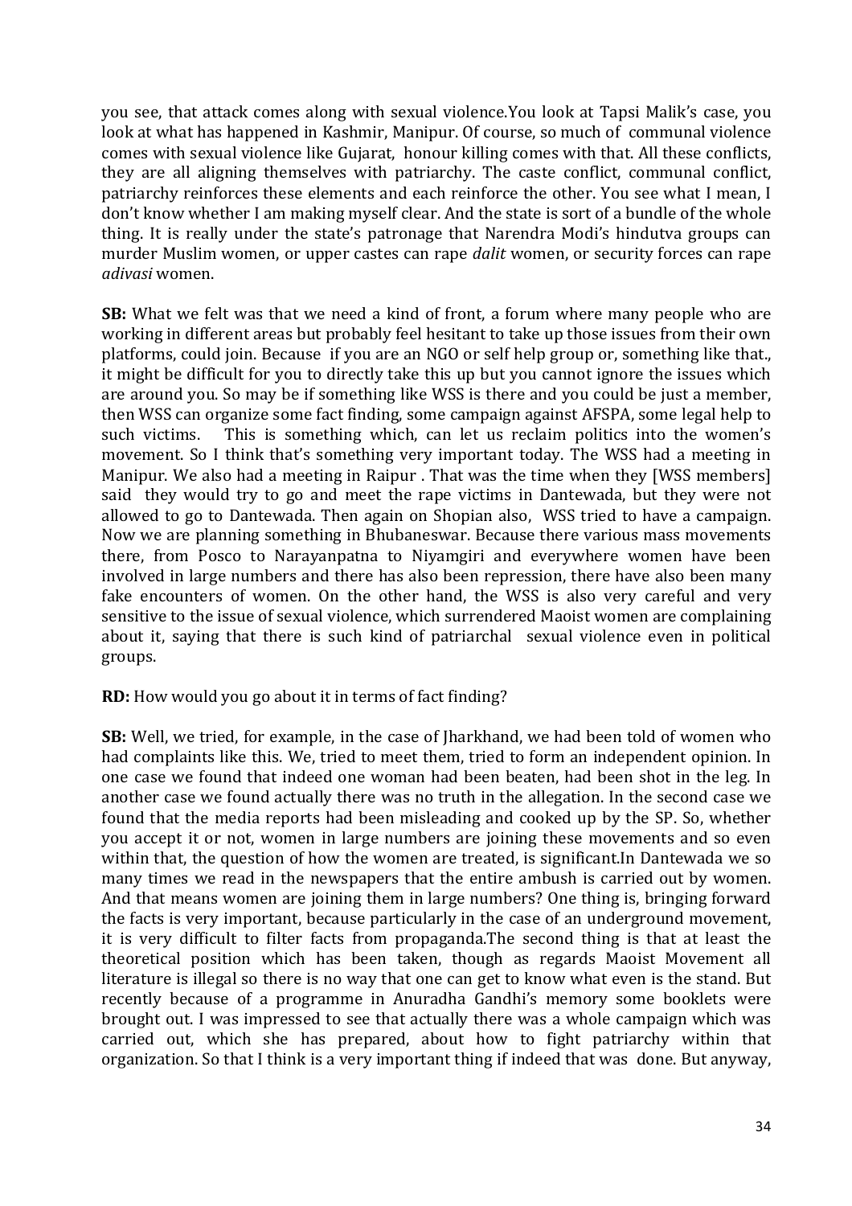you see, that attack comes along with sexual violence.You look at Tapsi Malik's case, you look at what has happened in Kashmir, Manipur. Of course, so much of communal violence comes with sexual violence like Gujarat, honour killing comes with that. All these conflicts, they are all aligning themselves with patriarchy. The caste conflict, communal conflict, patriarchy reinforces these elements and each reinforce the other. You see what I mean, I don't know whether I am making myself clear. And the state is sort of a bundle of the whole thing. It is really under the state's patronage that Narendra Modi's hindutva groups can murder Muslim women, or upper castes can rape *dalit* women, or security forces can rape *adivasi* women.

**SB:** What we felt was that we need a kind of front, a forum where many people who are working in different areas but probably feel hesitant to take up those issues from their own platforms, could join. Because if you are an NGO or self help group or, something like that., it might be difficult for you to directly take this up but you cannot ignore the issues which are around you. So may be if something like WSS is there and you could be just a member, then WSS can organize some fact finding, some campaign against AFSPA, some legal help to such victims. This is something which, can let us reclaim politics into the women's movement. So I think that's something very important today. The WSS had a meeting in Manipur. We also had a meeting in Raipur . That was the time when they [WSS members] said they would try to go and meet the rape victims in Dantewada, but they were not allowed to go to Dantewada. Then again on Shopian also, WSS tried to have a campaign. Now we are planning something in Bhubaneswar. Because there various mass movements there, from Posco to Narayanpatna to Niyamgiri and everywhere women have been involved in large numbers and there has also been repression, there have also been many fake encounters of women. On the other hand, the WSS is also very careful and very sensitive to the issue of sexual violence, which surrendered Maoist women are complaining about it, saying that there is such kind of patriarchal sexual violence even in political groups.

**RD:** How would you go about it in terms of fact finding?

**SB:** Well, we tried, for example, in the case of Jharkhand, we had been told of women who had complaints like this. We, tried to meet them, tried to form an independent opinion. In one case we found that indeed one woman had been beaten, had been shot in the leg. In another case we found actually there was no truth in the allegation. In the second case we found that the media reports had been misleading and cooked up by the SP. So, whether you accept it or not, women in large numbers are joining these movements and so even within that, the question of how the women are treated, is significant.In Dantewada we so many times we read in the newspapers that the entire ambush is carried out by women. And that means women are joining them in large numbers? One thing is, bringing forward the facts is very important, because particularly in the case of an underground movement, it is very difficult to filter facts from propaganda.The second thing is that at least the theoretical position which has been taken, though as regards Maoist Movement all literature is illegal so there is no way that one can get to know what even is the stand. But recently because of a programme in Anuradha Gandhi's memory some booklets were brought out. I was impressed to see that actually there was a whole campaign which was carried out, which she has prepared, about how to fight patriarchy within that organization. So that I think is a very important thing if indeed that was done. But anyway,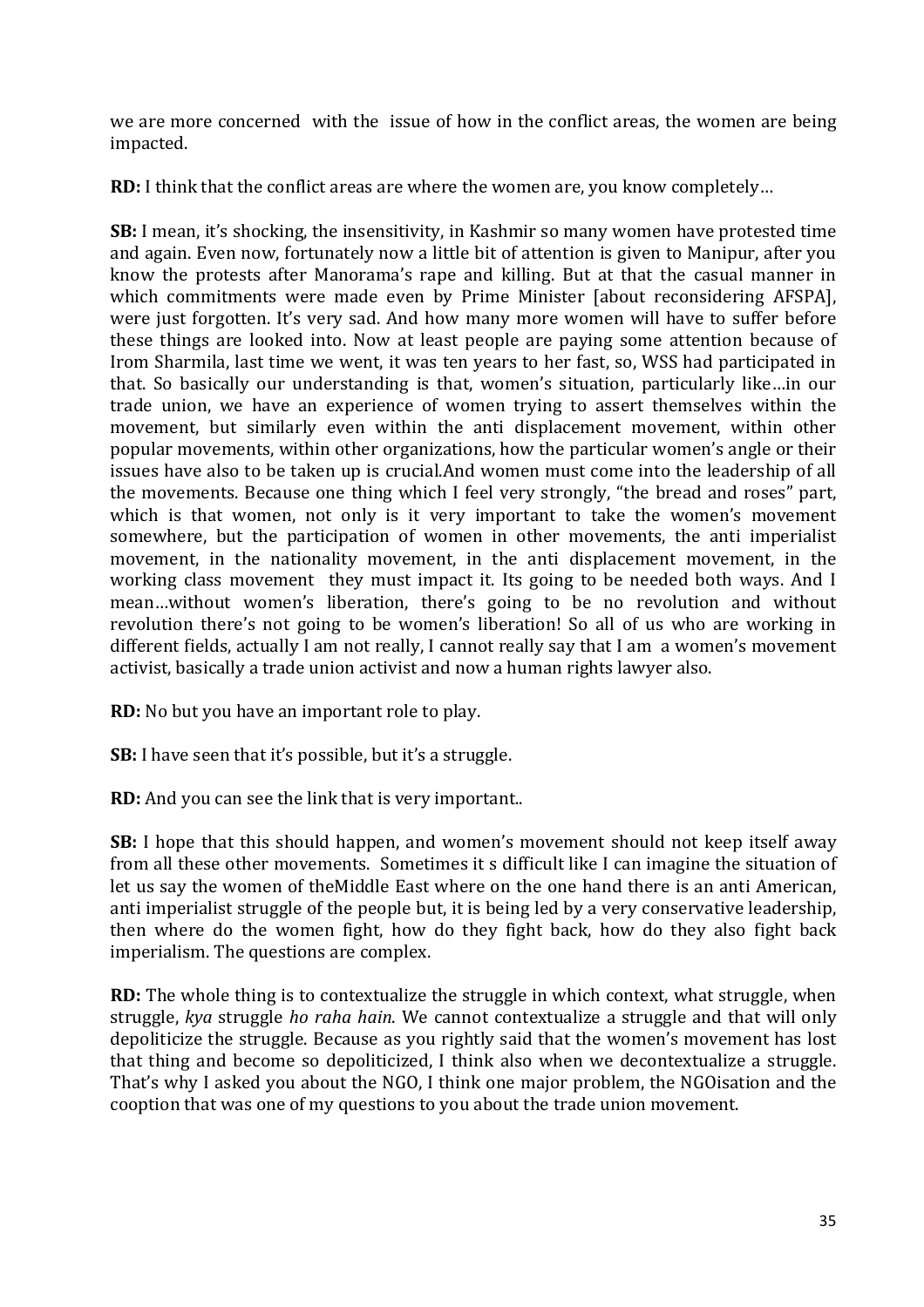we are more concerned with the issue of how in the conflict areas, the women are being impacted.

**RD:** I think that the conflict areas are where the women are, you know completely…

**SB:** I mean, it's shocking, the insensitivity, in Kashmir so many women have protested time and again. Even now, fortunately now a little bit of attention is given to Manipur, after you know the protests after Manorama's rape and killing. But at that the casual manner in which commitments were made even by Prime Minister [about reconsidering AFSPA], were just forgotten. It's very sad. And how many more women will have to suffer before these things are looked into. Now at least people are paying some attention because of Irom Sharmila, last time we went, it was ten years to her fast, so, WSS had participated in that. So basically our understanding is that, women's situation, particularly like…in our trade union, we have an experience of women trying to assert themselves within the movement, but similarly even within the anti displacement movement, within other popular movements, within other organizations, how the particular women's angle or their issues have also to be taken up is crucial.And women must come into the leadership of all the movements. Because one thing which I feel very strongly, "the bread and roses" part, which is that women, not only is it very important to take the women's movement somewhere, but the participation of women in other movements, the anti imperialist movement, in the nationality movement, in the anti displacement movement, in the working class movement they must impact it. Its going to be needed both ways. And I mean…without women's liberation, there's going to be no revolution and without revolution there's not going to be women's liberation! So all of us who are working in different fields, actually I am not really, I cannot really say that I am a women's movement activist, basically a trade union activist and now a human rights lawyer also.

**RD:** No but you have an important role to play.

**SB:** I have seen that it's possible, but it's a struggle.

**RD:** And you can see the link that is very important..

**SB:** I hope that this should happen, and women's movement should not keep itself away from all these other movements. Sometimes it s difficult like I can imagine the situation of let us say the women of theMiddle East where on the one hand there is an anti American, anti imperialist struggle of the people but, it is being led by a very conservative leadership, then where do the women fight, how do they fight back, how do they also fight back imperialism. The questions are complex.

**RD:** The whole thing is to contextualize the struggle in which context, what struggle, when struggle, *kya* struggle *ho raha hain*. We cannot contextualize a struggle and that will only depoliticize the struggle. Because as you rightly said that the women's movement has lost that thing and become so depoliticized, I think also when we decontextualize a struggle. That's why I asked you about the NGO, I think one major problem, the NGOisation and the cooption that was one of my questions to you about the trade union movement.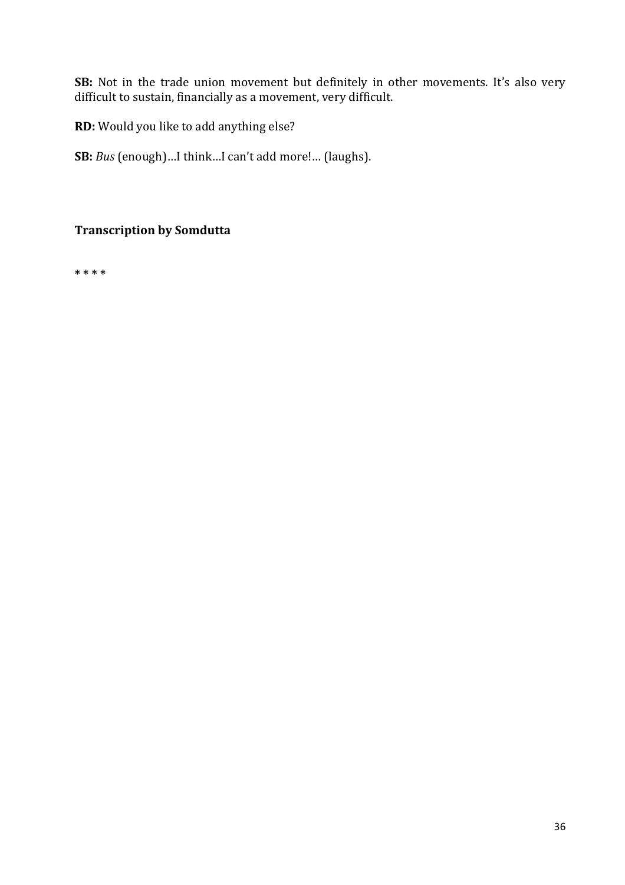**SB:** Not in the trade union movement but definitely in other movements. It's also very difficult to sustain, financially as a movement, very difficult.

**RD:** Would you like to add anything else?

**SB:** *Bus* (enough)…I think…I can't add more!… (laughs).

**Transcription by Somdutta**

* * * *